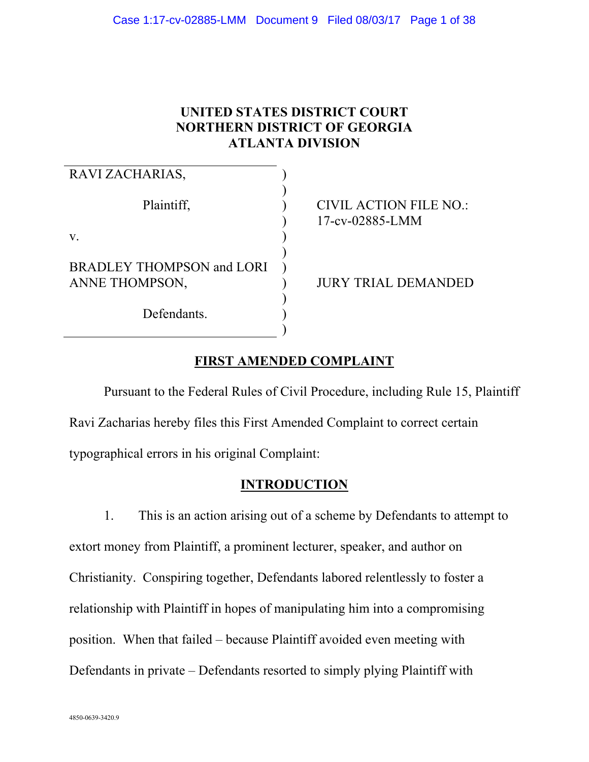# UNITED STATES DISTRICT COURT
# NORTHERN DISTRICT OF GEORGIA
# ATLANTA DIVISION

| | |
|---|---|
| RAVI ZACHARIAS,<br><br>Plaintiff,<br><br>v.<br><br>BRADLEY THOMPSON and LORI ANNE THOMPSON,<br><br>Defendants. | CIVIL ACTION FILE NO.: 17-cv-02885-LMM<br><br>JURY TRIAL DEMANDED |

## FIRST AMENDED COMPLAINT

Pursuant to the Federal Rules of Civil Procedure, including Rule 15, Plaintiff Ravi Zacharias hereby files this First Amended Complaint to correct certain typographical errors in his original Complaint:

## INTRODUCTION

1. This is an action arising out of a scheme by Defendants to attempt to extort money from Plaintiff, a prominent lecturer, speaker, and author on Christianity. Conspiring together, Defendants labored relentlessly to foster a relationship with Plaintiff in hopes of manipulating him into a compromising position. When that failed – because Plaintiff avoided even meeting with Defendants in private – Defendants resorted to simply plying Plaintiff with

4850-0639-3420.9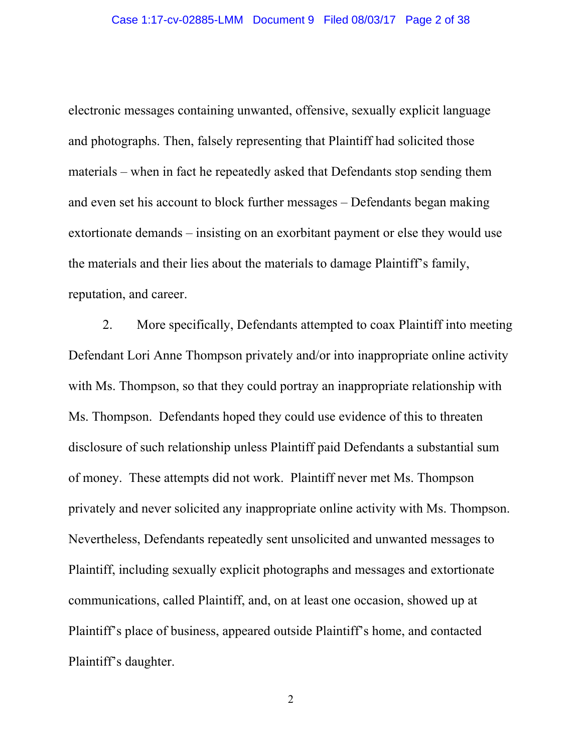electronic messages containing unwanted, offensive, sexually explicit language and photographs. Then, falsely representing that Plaintiff had solicited those materials – when in fact he repeatedly asked that Defendants stop sending them and even set his account to block further messages – Defendants began making extortionate demands – insisting on an exorbitant payment or else they would use the materials and their lies about the materials to damage Plaintiff's family, reputation, and career.

2. More specifically, Defendants attempted to coax Plaintiff into meeting Defendant Lori Anne Thompson privately and/or into inappropriate online activity with Ms. Thompson, so that they could portray an inappropriate relationship with Ms. Thompson. Defendants hoped they could use evidence of this to threaten disclosure of such relationship unless Plaintiff paid Defendants a substantial sum of money. These attempts did not work. Plaintiff never met Ms. Thompson privately and never solicited any inappropriate online activity with Ms. Thompson. Nevertheless, Defendants repeatedly sent unsolicited and unwanted messages to Plaintiff, including sexually explicit photographs and messages and extortionate communications, called Plaintiff, and, on at least one occasion, showed up at Plaintiff's place of business, appeared outside Plaintiff's home, and contacted Plaintiff's daughter.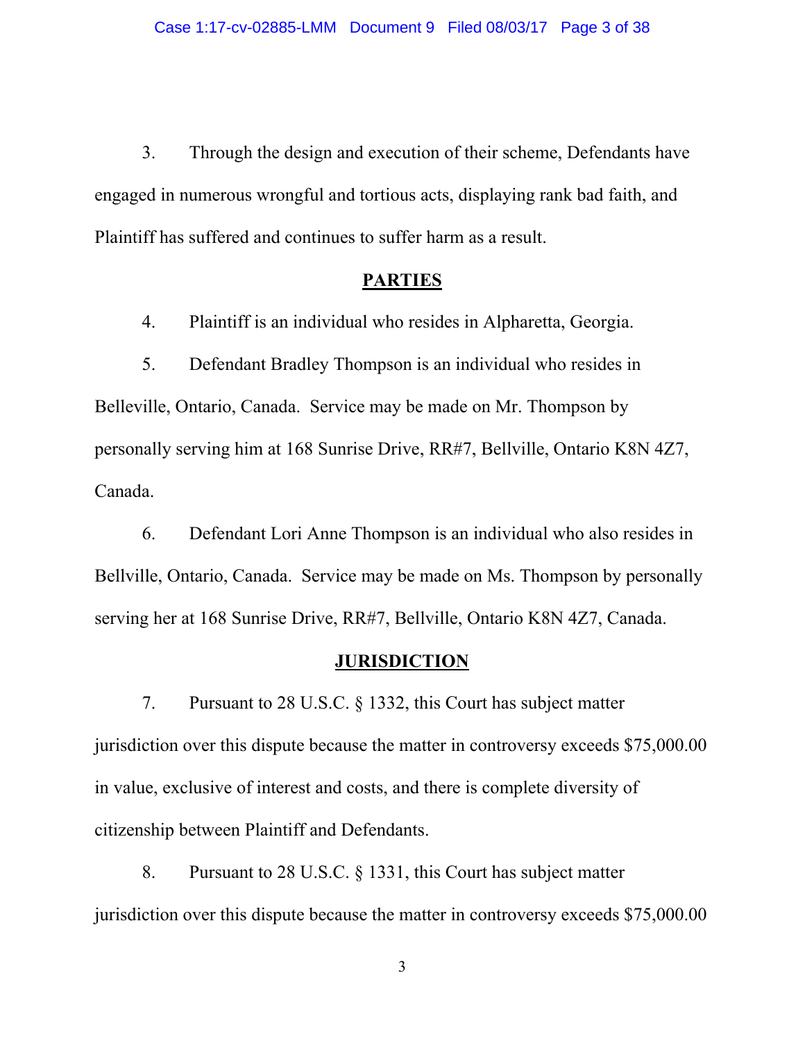3. Through the design and execution of their scheme, Defendants have engaged in numerous wrongful and tortious acts, displaying rank bad faith, and Plaintiff has suffered and continues to suffer harm as a result.

## PARTIES

4. Plaintiff is an individual who resides in Alpharetta, Georgia.

5. Defendant Bradley Thompson is an individual who resides in Belleville, Ontario, Canada. Service may be made on Mr. Thompson by personally serving him at 168 Sunrise Drive, RR#7, Bellville, Ontario K8N 4Z7, Canada.

6. Defendant Lori Anne Thompson is an individual who also resides in Bellville, Ontario, Canada. Service may be made on Ms. Thompson by personally serving her at 168 Sunrise Drive, RR#7, Bellville, Ontario K8N 4Z7, Canada.

## JURISDICTION

7. Pursuant to 28 U.S.C. § 1332, this Court has subject matter jurisdiction over this dispute because the matter in controversy exceeds $75,000.00 in value, exclusive of interest and costs, and there is complete diversity of citizenship between Plaintiff and Defendants.

8. Pursuant to 28 U.S.C. § 1331, this Court has subject matter jurisdiction over this dispute because the matter in controversy exceeds $75,000.00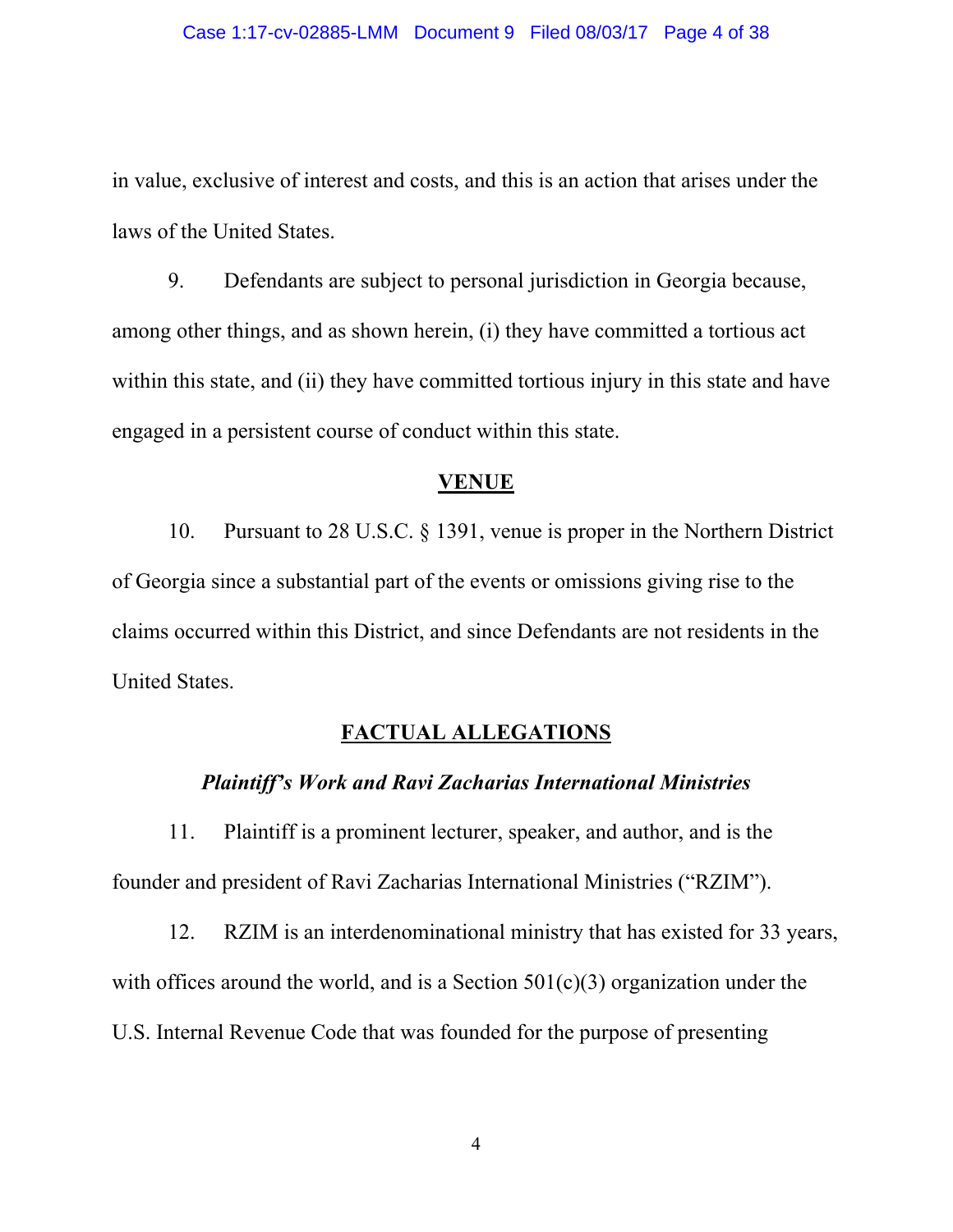in value, exclusive of interest and costs, and this is an action that arises under the laws of the United States.

9. Defendants are subject to personal jurisdiction in Georgia because, among other things, and as shown herein, (i) they have committed a tortious act within this state, and (ii) they have committed tortious injury in this state and have engaged in a persistent course of conduct within this state.

## VENUE

10. Pursuant to 28 U.S.C. § 1391, venue is proper in the Northern District of Georgia since a substantial part of the events or omissions giving rise to the claims occurred within this District, and since Defendants are not residents in the United States.

## FACTUAL ALLEGATIONS

### *Plaintiff's Work and Ravi Zacharias International Ministries*

11. Plaintiff is a prominent lecturer, speaker, and author, and is the founder and president of Ravi Zacharias International Ministries ("RZIM").

12. RZIM is an interdenominational ministry that has existed for 33 years, with offices around the world, and is a Section 501(c)(3) organization under the U.S. Internal Revenue Code that was founded for the purpose of presenting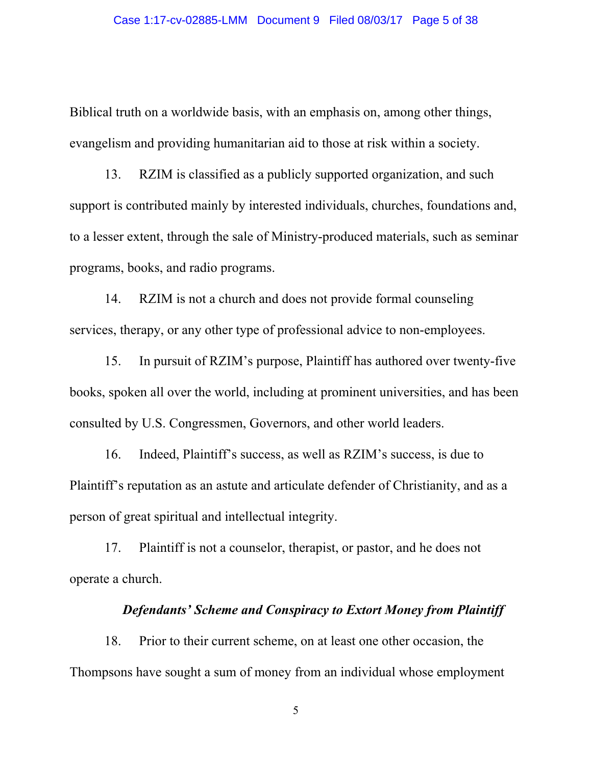Biblical truth on a worldwide basis, with an emphasis on, among other things, evangelism and providing humanitarian aid to those at risk within a society.

13. RZIM is classified as a publicly supported organization, and such support is contributed mainly by interested individuals, churches, foundations and, to a lesser extent, through the sale of Ministry-produced materials, such as seminar programs, books, and radio programs.

14. RZIM is not a church and does not provide formal counseling services, therapy, or any other type of professional advice to non-employees.

15. In pursuit of RZIM's purpose, Plaintiff has authored over twenty-five books, spoken all over the world, including at prominent universities, and has been consulted by U.S. Congressmen, Governors, and other world leaders.

16. Indeed, Plaintiff's success, as well as RZIM's success, is due to Plaintiff's reputation as an astute and articulate defender of Christianity, and as a person of great spiritual and intellectual integrity.

17. Plaintiff is not a counselor, therapist, or pastor, and he does not operate a church.

***Defendants' Scheme and Conspiracy to Extort Money from Plaintiff***

18. Prior to their current scheme, on at least one other occasion, the Thompsons have sought a sum of money from an individual whose employment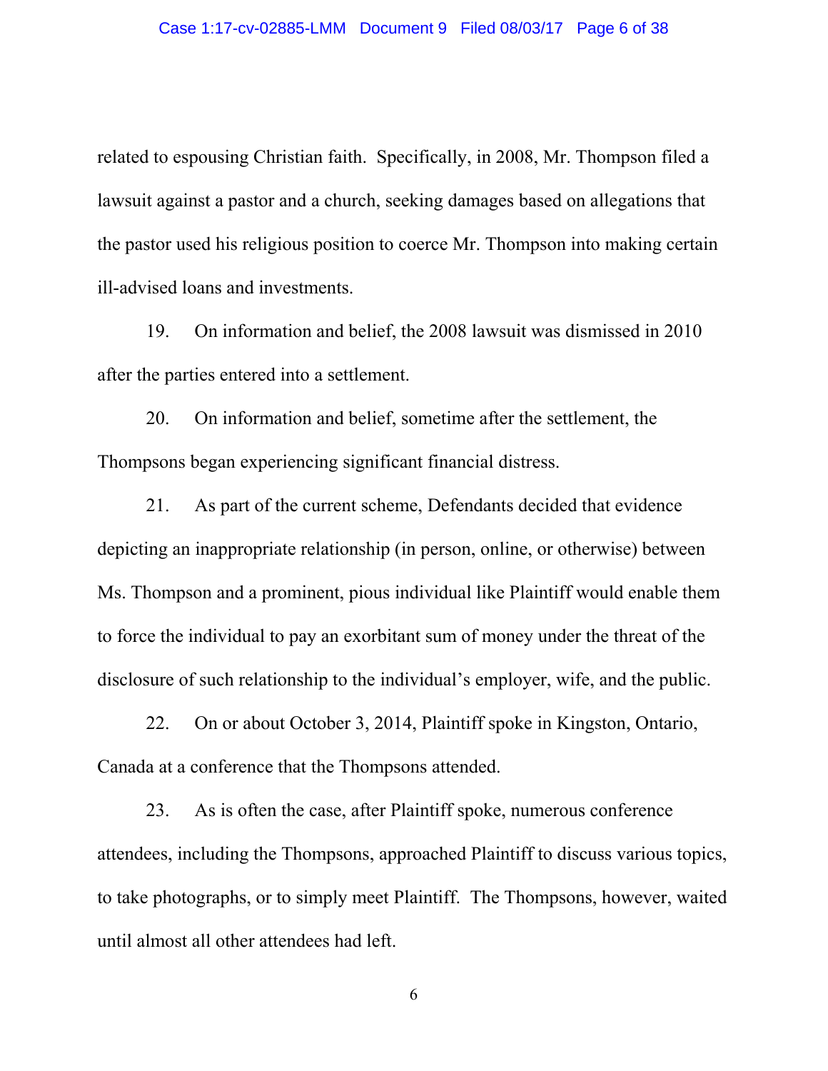related to espousing Christian faith. Specifically, in 2008, Mr. Thompson filed a lawsuit against a pastor and a church, seeking damages based on allegations that the pastor used his religious position to coerce Mr. Thompson into making certain ill-advised loans and investments.

19. On information and belief, the 2008 lawsuit was dismissed in 2010 after the parties entered into a settlement.

20. On information and belief, sometime after the settlement, the Thompsons began experiencing significant financial distress.

21. As part of the current scheme, Defendants decided that evidence depicting an inappropriate relationship (in person, online, or otherwise) between Ms. Thompson and a prominent, pious individual like Plaintiff would enable them to force the individual to pay an exorbitant sum of money under the threat of the disclosure of such relationship to the individual's employer, wife, and the public.

22. On or about October 3, 2014, Plaintiff spoke in Kingston, Ontario, Canada at a conference that the Thompsons attended.

23. As is often the case, after Plaintiff spoke, numerous conference attendees, including the Thompsons, approached Plaintiff to discuss various topics, to take photographs, or to simply meet Plaintiff. The Thompsons, however, waited until almost all other attendees had left.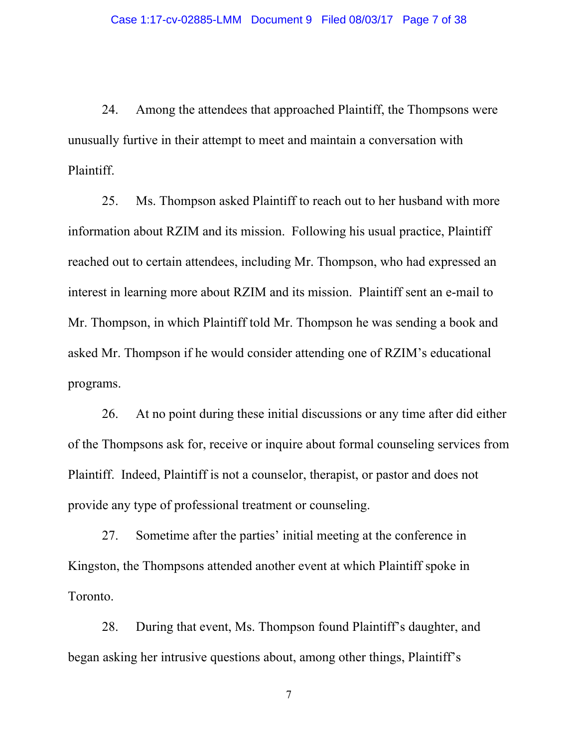24. Among the attendees that approached Plaintiff, the Thompsons were unusually furtive in their attempt to meet and maintain a conversation with Plaintiff.

25. Ms. Thompson asked Plaintiff to reach out to her husband with more information about RZIM and its mission. Following his usual practice, Plaintiff reached out to certain attendees, including Mr. Thompson, who had expressed an interest in learning more about RZIM and its mission. Plaintiff sent an e-mail to Mr. Thompson, in which Plaintiff told Mr. Thompson he was sending a book and asked Mr. Thompson if he would consider attending one of RZIM's educational programs.

26. At no point during these initial discussions or any time after did either of the Thompsons ask for, receive or inquire about formal counseling services from Plaintiff. Indeed, Plaintiff is not a counselor, therapist, or pastor and does not provide any type of professional treatment or counseling.

27. Sometime after the parties' initial meeting at the conference in Kingston, the Thompsons attended another event at which Plaintiff spoke in Toronto.

28. During that event, Ms. Thompson found Plaintiff's daughter, and began asking her intrusive questions about, among other things, Plaintiff's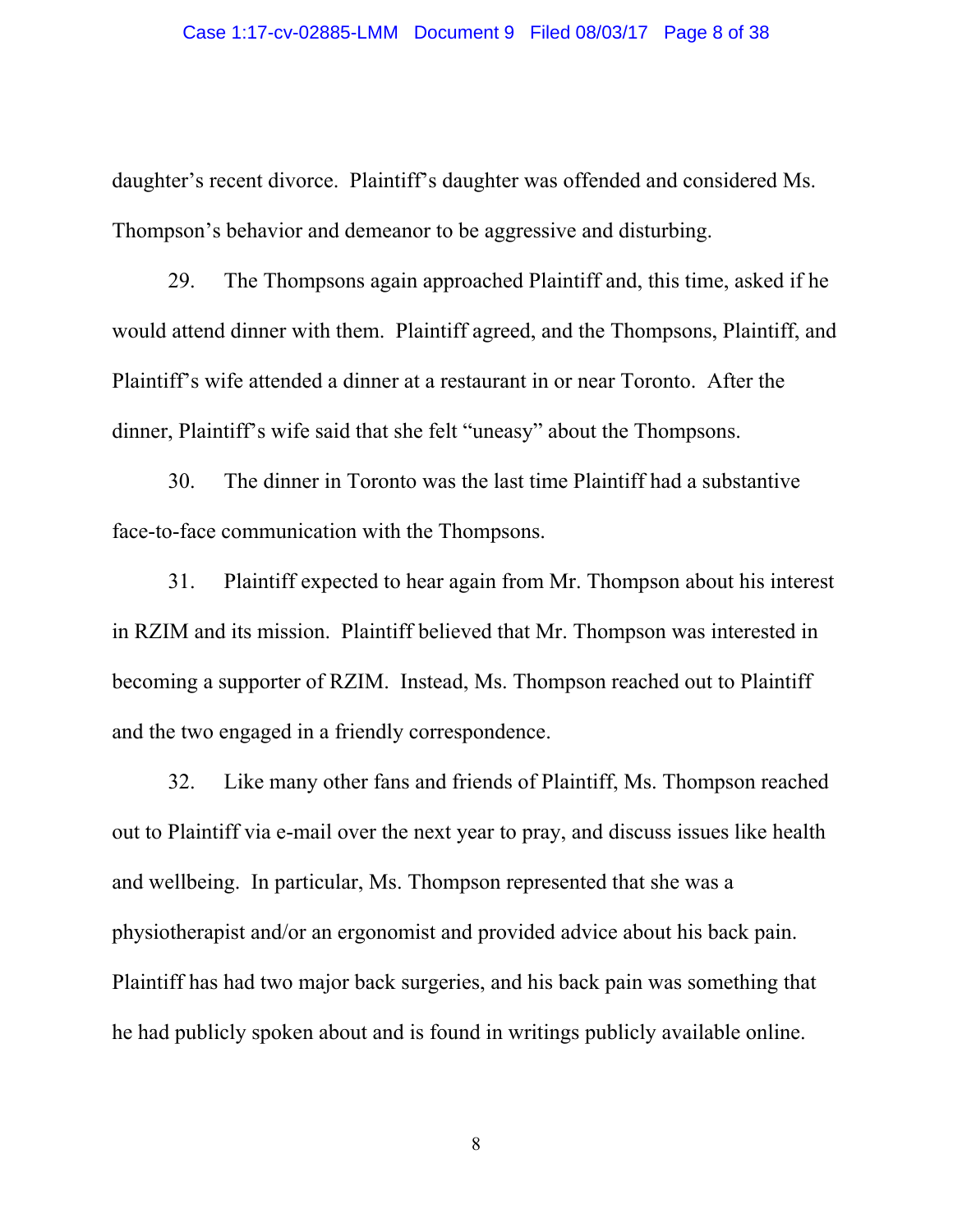daughter's recent divorce. Plaintiff's daughter was offended and considered Ms. Thompson's behavior and demeanor to be aggressive and disturbing.

29. The Thompsons again approached Plaintiff and, this time, asked if he would attend dinner with them. Plaintiff agreed, and the Thompsons, Plaintiff, and Plaintiff's wife attended a dinner at a restaurant in or near Toronto. After the dinner, Plaintiff's wife said that she felt "uneasy" about the Thompsons.

30. The dinner in Toronto was the last time Plaintiff had a substantive face-to-face communication with the Thompsons.

31. Plaintiff expected to hear again from Mr. Thompson about his interest in RZIM and its mission. Plaintiff believed that Mr. Thompson was interested in becoming a supporter of RZIM. Instead, Ms. Thompson reached out to Plaintiff and the two engaged in a friendly correspondence.

32. Like many other fans and friends of Plaintiff, Ms. Thompson reached out to Plaintiff via e-mail over the next year to pray, and discuss issues like health and wellbeing. In particular, Ms. Thompson represented that she was a physiotherapist and/or an ergonomist and provided advice about his back pain. Plaintiff has had two major back surgeries, and his back pain was something that he had publicly spoken about and is found in writings publicly available online.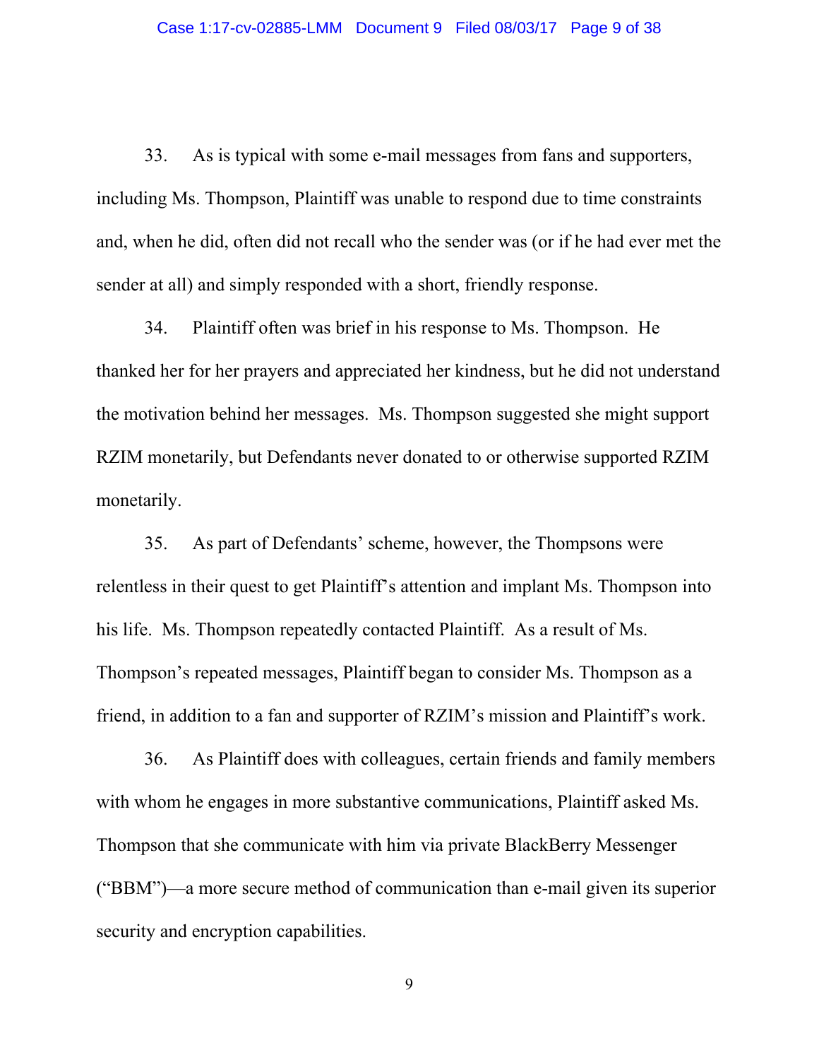33. As is typical with some e-mail messages from fans and supporters, including Ms. Thompson, Plaintiff was unable to respond due to time constraints and, when he did, often did not recall who the sender was (or if he had ever met the sender at all) and simply responded with a short, friendly response.

34. Plaintiff often was brief in his response to Ms. Thompson. He thanked her for her prayers and appreciated her kindness, but he did not understand the motivation behind her messages. Ms. Thompson suggested she might support RZIM monetarily, but Defendants never donated to or otherwise supported RZIM monetarily.

35. As part of Defendants' scheme, however, the Thompsons were relentless in their quest to get Plaintiff's attention and implant Ms. Thompson into his life. Ms. Thompson repeatedly contacted Plaintiff. As a result of Ms. Thompson's repeated messages, Plaintiff began to consider Ms. Thompson as a friend, in addition to a fan and supporter of RZIM's mission and Plaintiff's work.

36. As Plaintiff does with colleagues, certain friends and family members with whom he engages in more substantive communications, Plaintiff asked Ms. Thompson that she communicate with him via private BlackBerry Messenger ("BBM")—a more secure method of communication than e-mail given its superior security and encryption capabilities.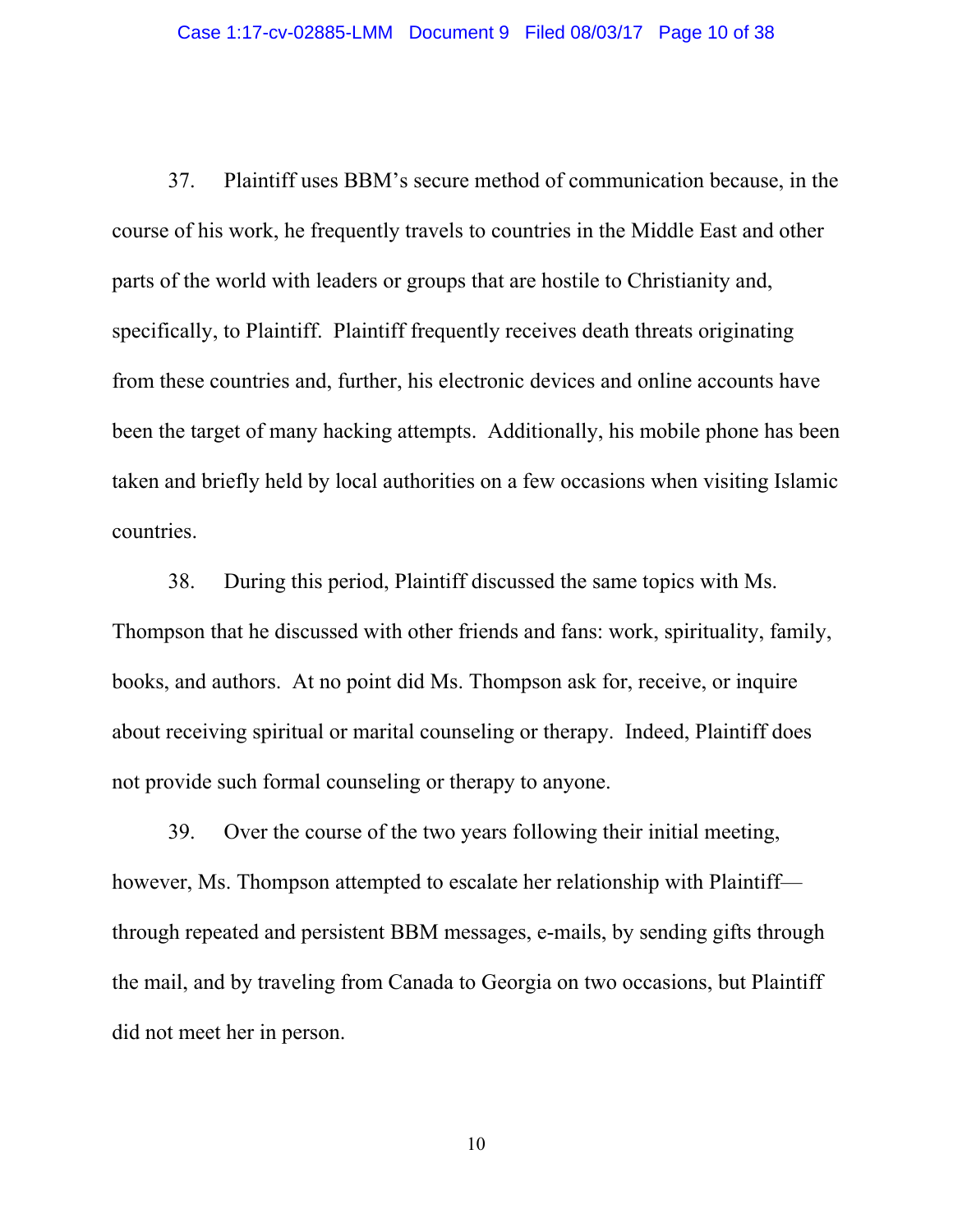37. Plaintiff uses BBM's secure method of communication because, in the course of his work, he frequently travels to countries in the Middle East and other parts of the world with leaders or groups that are hostile to Christianity and, specifically, to Plaintiff. Plaintiff frequently receives death threats originating from these countries and, further, his electronic devices and online accounts have been the target of many hacking attempts. Additionally, his mobile phone has been taken and briefly held by local authorities on a few occasions when visiting Islamic countries.

38. During this period, Plaintiff discussed the same topics with Ms. Thompson that he discussed with other friends and fans: work, spirituality, family, books, and authors. At no point did Ms. Thompson ask for, receive, or inquire about receiving spiritual or marital counseling or therapy. Indeed, Plaintiff does not provide such formal counseling or therapy to anyone.

39. Over the course of the two years following their initial meeting, however, Ms. Thompson attempted to escalate her relationship with Plaintiff—through repeated and persistent BBM messages, e-mails, by sending gifts through the mail, and by traveling from Canada to Georgia on two occasions, but Plaintiff did not meet her in person.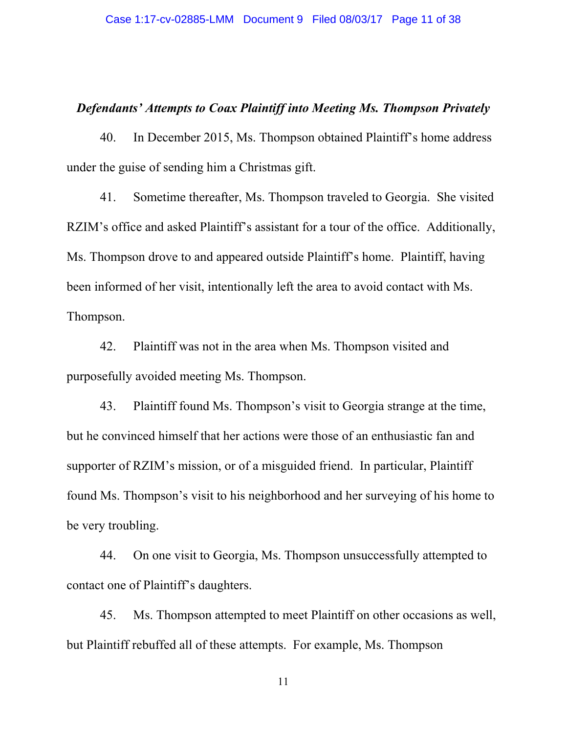***Defendants' Attempts to Coax Plaintiff into Meeting Ms. Thompson Privately***

40. In December 2015, Ms. Thompson obtained Plaintiff's home address under the guise of sending him a Christmas gift.

41. Sometime thereafter, Ms. Thompson traveled to Georgia. She visited RZIM's office and asked Plaintiff's assistant for a tour of the office. Additionally, Ms. Thompson drove to and appeared outside Plaintiff's home. Plaintiff, having been informed of her visit, intentionally left the area to avoid contact with Ms. Thompson.

42. Plaintiff was not in the area when Ms. Thompson visited and purposefully avoided meeting Ms. Thompson.

43. Plaintiff found Ms. Thompson's visit to Georgia strange at the time, but he convinced himself that her actions were those of an enthusiastic fan and supporter of RZIM's mission, or of a misguided friend. In particular, Plaintiff found Ms. Thompson's visit to his neighborhood and her surveying of his home to be very troubling.

44. On one visit to Georgia, Ms. Thompson unsuccessfully attempted to contact one of Plaintiff's daughters.

45. Ms. Thompson attempted to meet Plaintiff on other occasions as well, but Plaintiff rebuffed all of these attempts. For example, Ms. Thompson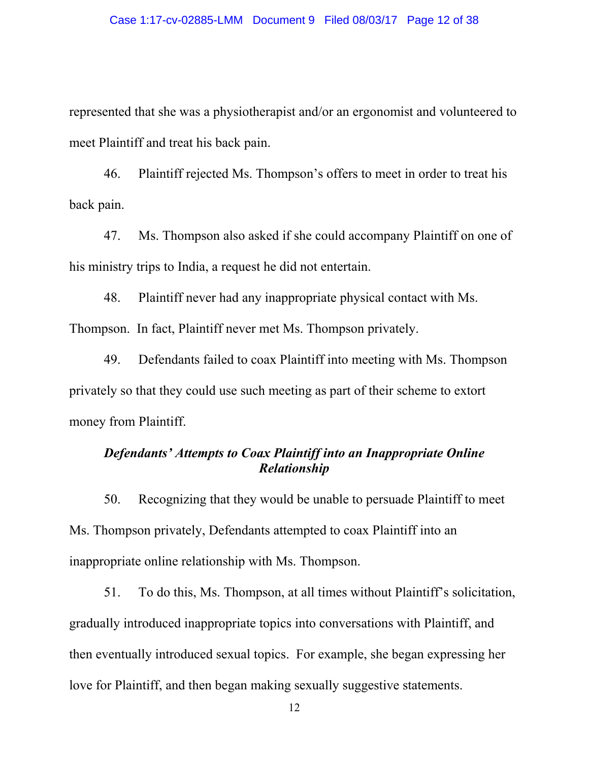represented that she was a physiotherapist and/or an ergonomist and volunteered to meet Plaintiff and treat his back pain.

46. Plaintiff rejected Ms. Thompson's offers to meet in order to treat his back pain.

47. Ms. Thompson also asked if she could accompany Plaintiff on one of his ministry trips to India, a request he did not entertain.

48. Plaintiff never had any inappropriate physical contact with Ms. Thompson. In fact, Plaintiff never met Ms. Thompson privately.

49. Defendants failed to coax Plaintiff into meeting with Ms. Thompson privately so that they could use such meeting as part of their scheme to extort money from Plaintiff.

### *Defendants' Attempts to Coax Plaintiff into an Inappropriate Online Relationship*

50. Recognizing that they would be unable to persuade Plaintiff to meet Ms. Thompson privately, Defendants attempted to coax Plaintiff into an inappropriate online relationship with Ms. Thompson.

51. To do this, Ms. Thompson, at all times without Plaintiff's solicitation, gradually introduced inappropriate topics into conversations with Plaintiff, and then eventually introduced sexual topics. For example, she began expressing her love for Plaintiff, and then began making sexually suggestive statements.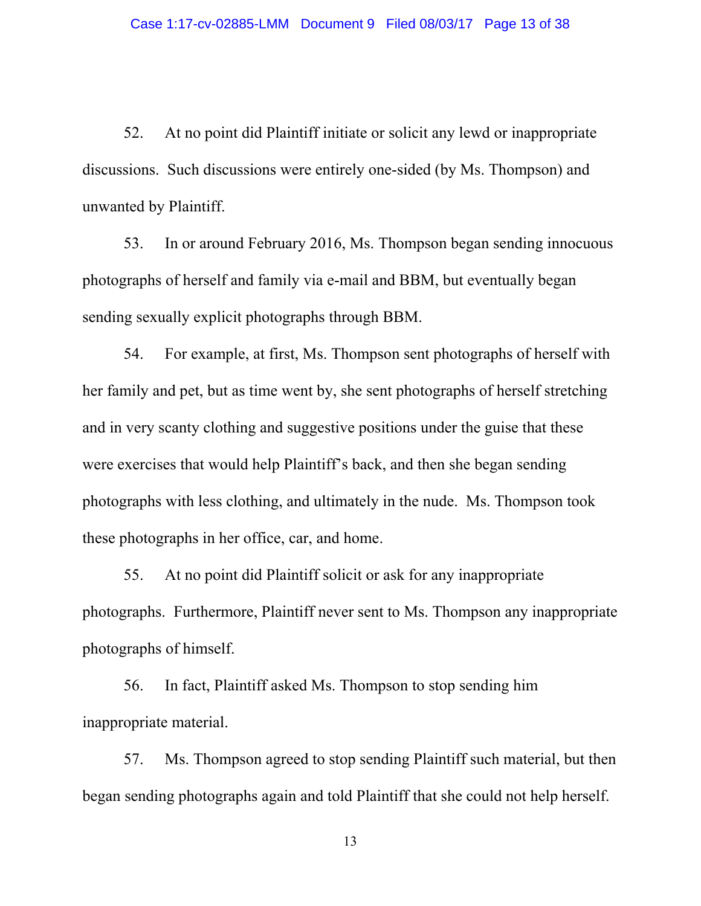52. At no point did Plaintiff initiate or solicit any lewd or inappropriate discussions. Such discussions were entirely one-sided (by Ms. Thompson) and unwanted by Plaintiff.

53. In or around February 2016, Ms. Thompson began sending innocuous photographs of herself and family via e-mail and BBM, but eventually began sending sexually explicit photographs through BBM.

54. For example, at first, Ms. Thompson sent photographs of herself with her family and pet, but as time went by, she sent photographs of herself stretching and in very scanty clothing and suggestive positions under the guise that these were exercises that would help Plaintiff's back, and then she began sending photographs with less clothing, and ultimately in the nude. Ms. Thompson took these photographs in her office, car, and home.

55. At no point did Plaintiff solicit or ask for any inappropriate photographs. Furthermore, Plaintiff never sent to Ms. Thompson any inappropriate photographs of himself.

56. In fact, Plaintiff asked Ms. Thompson to stop sending him inappropriate material.

57. Ms. Thompson agreed to stop sending Plaintiff such material, but then began sending photographs again and told Plaintiff that she could not help herself.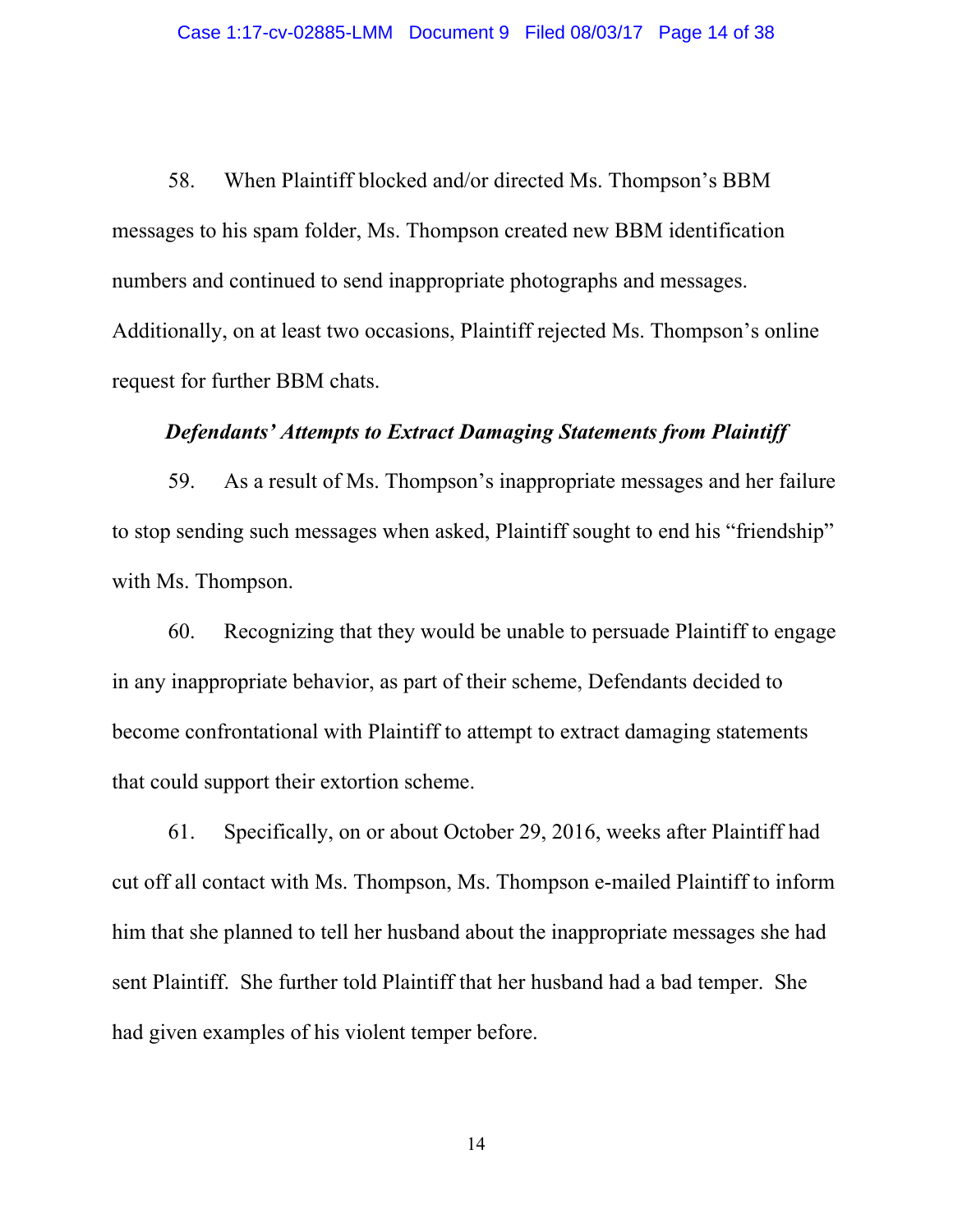58. When Plaintiff blocked and/or directed Ms. Thompson's BBM messages to his spam folder, Ms. Thompson created new BBM identification numbers and continued to send inappropriate photographs and messages. Additionally, on at least two occasions, Plaintiff rejected Ms. Thompson's online request for further BBM chats.

***Defendants' Attempts to Extract Damaging Statements from Plaintiff***

59. As a result of Ms. Thompson's inappropriate messages and her failure to stop sending such messages when asked, Plaintiff sought to end his "friendship" with Ms. Thompson.

60. Recognizing that they would be unable to persuade Plaintiff to engage in any inappropriate behavior, as part of their scheme, Defendants decided to become confrontational with Plaintiff to attempt to extract damaging statements that could support their extortion scheme.

61. Specifically, on or about October 29, 2016, weeks after Plaintiff had cut off all contact with Ms. Thompson, Ms. Thompson e-mailed Plaintiff to inform him that she planned to tell her husband about the inappropriate messages she had sent Plaintiff. She further told Plaintiff that her husband had a bad temper. She had given examples of his violent temper before.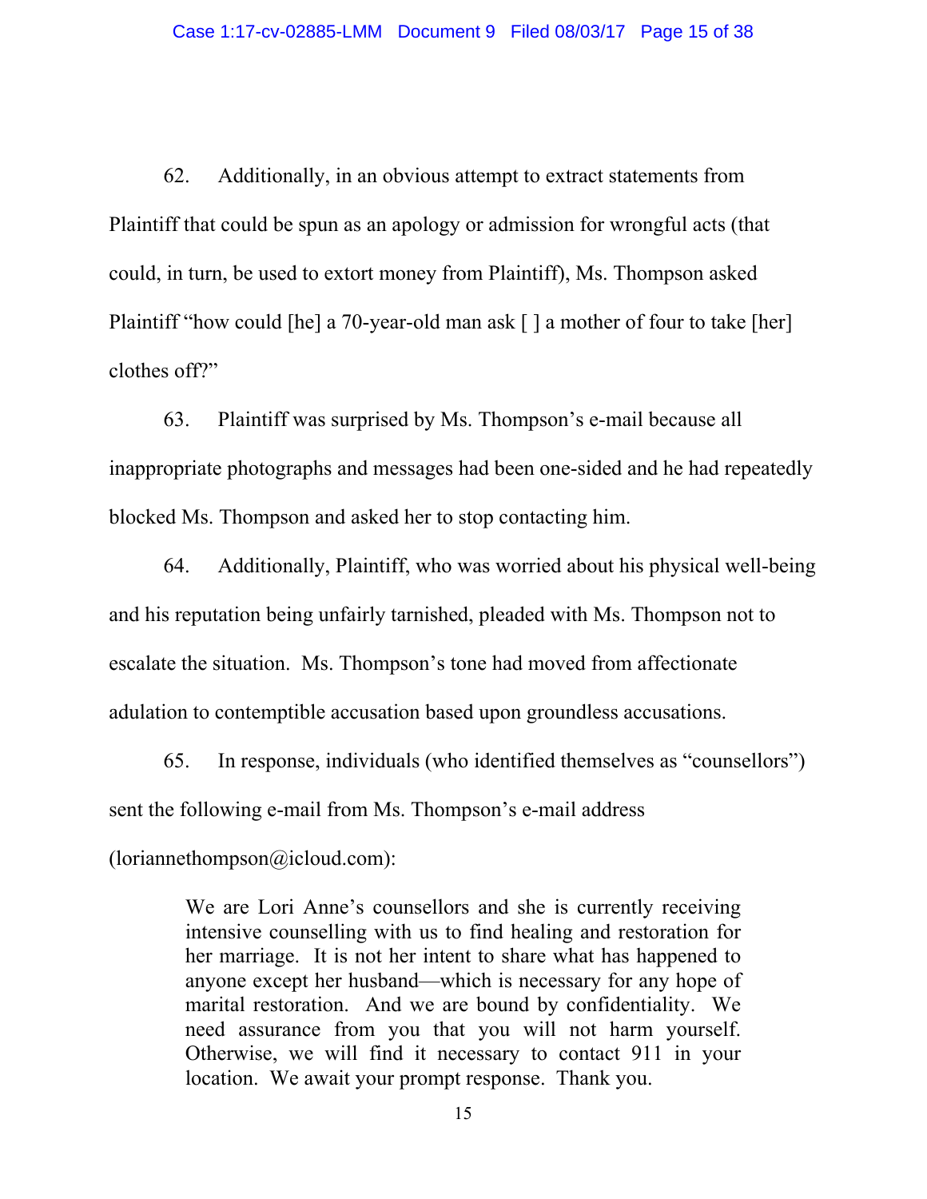62. Additionally, in an obvious attempt to extract statements from Plaintiff that could be spun as an apology or admission for wrongful acts (that could, in turn, be used to extort money from Plaintiff), Ms. Thompson asked Plaintiff "how could [he] a 70-year-old man ask [ ] a mother of four to take [her] clothes off?"

63. Plaintiff was surprised by Ms. Thompson's e-mail because all inappropriate photographs and messages had been one-sided and he had repeatedly blocked Ms. Thompson and asked her to stop contacting him.

64. Additionally, Plaintiff, who was worried about his physical well-being and his reputation being unfairly tarnished, pleaded with Ms. Thompson not to escalate the situation. Ms. Thompson's tone had moved from affectionate adulation to contemptible accusation based upon groundless accusations.

65. In response, individuals (who identified themselves as "counsellors") sent the following e-mail from Ms. Thompson's e-mail address (loriannethompson@icloud.com):

> We are Lori Anne's counsellors and she is currently receiving intensive counselling with us to find healing and restoration for her marriage. It is not her intent to share what has happened to anyone except her husband—which is necessary for any hope of marital restoration. And we are bound by confidentiality. We need assurance from you that you will not harm yourself. Otherwise, we will find it necessary to contact 911 in your location. We await your prompt response. Thank you.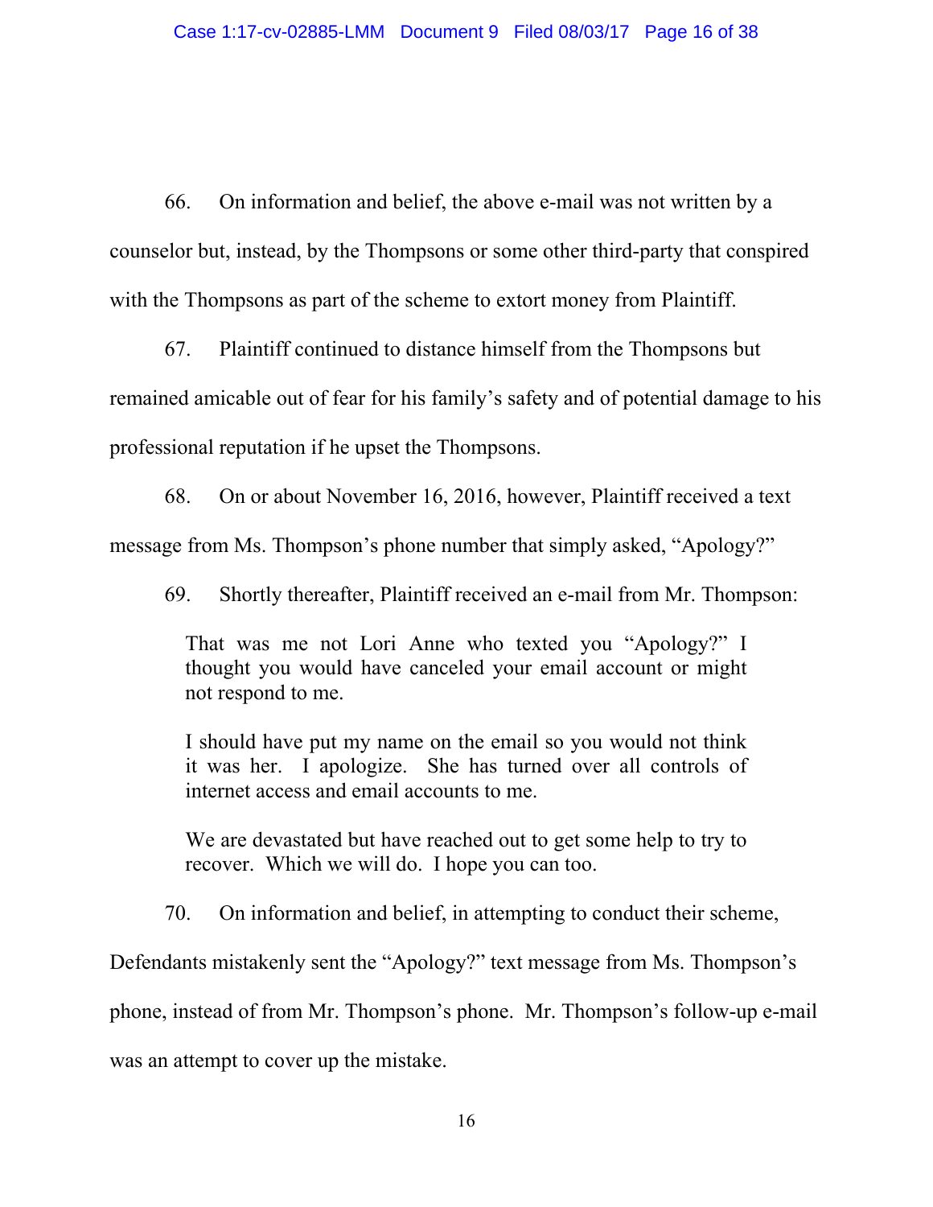66. On information and belief, the above e-mail was not written by a counselor but, instead, by the Thompsons or some other third-party that conspired with the Thompsons as part of the scheme to extort money from Plaintiff.

67. Plaintiff continued to distance himself from the Thompsons but remained amicable out of fear for his family's safety and of potential damage to his professional reputation if he upset the Thompsons.

68. On or about November 16, 2016, however, Plaintiff received a text message from Ms. Thompson's phone number that simply asked, "Apology?"

69. Shortly thereafter, Plaintiff received an e-mail from Mr. Thompson:

> That was me not Lori Anne who texted you "Apology?" I thought you would have canceled your email account or might not respond to me.
>
> I should have put my name on the email so you would not think it was her. I apologize. She has turned over all controls of internet access and email accounts to me.
>
> We are devastated but have reached out to get some help to try to recover. Which we will do. I hope you can too.

70. On information and belief, in attempting to conduct their scheme, Defendants mistakenly sent the "Apology?" text message from Ms. Thompson's phone, instead of from Mr. Thompson's phone. Mr. Thompson's follow-up e-mail was an attempt to cover up the mistake.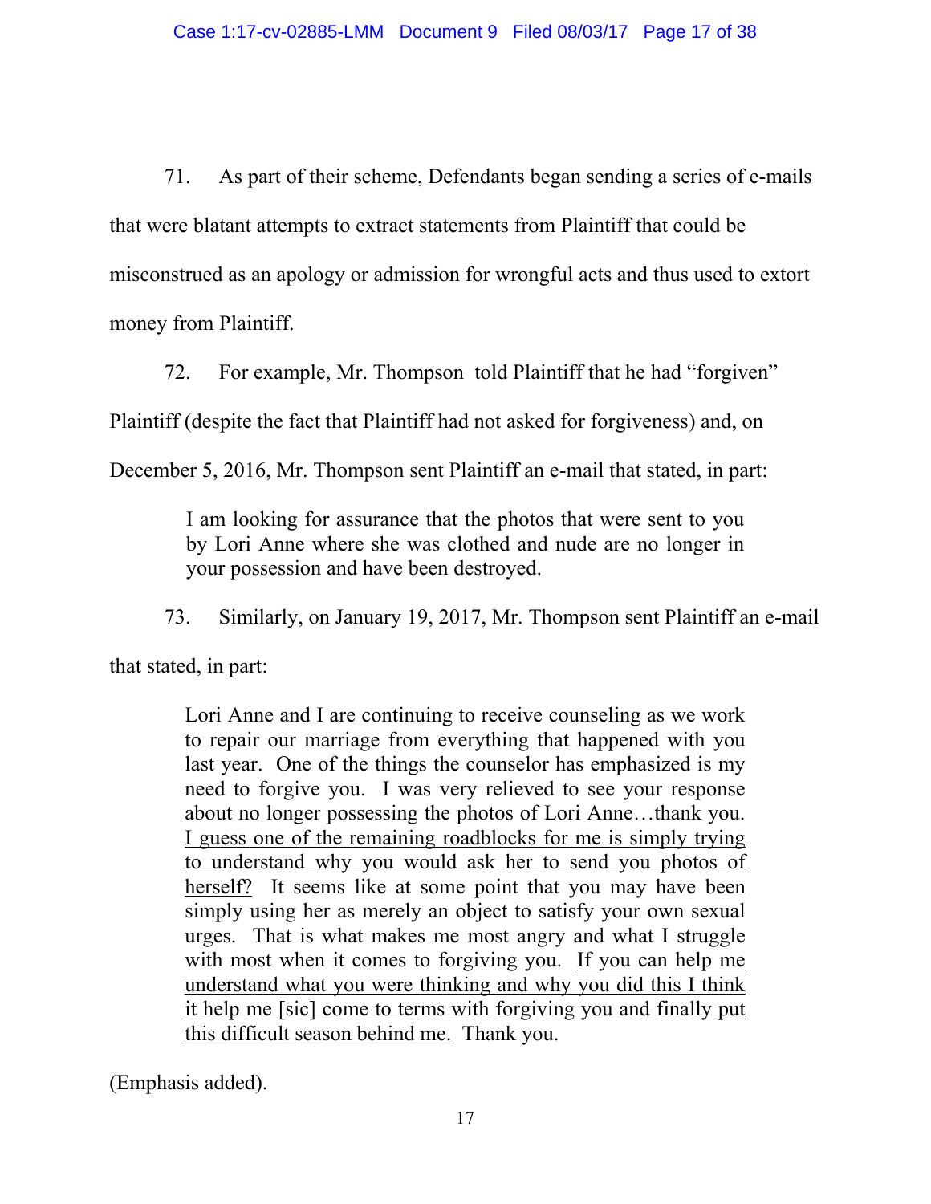71. As part of their scheme, Defendants began sending a series of e-mails that were blatant attempts to extract statements from Plaintiff that could be misconstrued as an apology or admission for wrongful acts and thus used to extort money from Plaintiff.

72. For example, Mr. Thompson told Plaintiff that he had "forgiven" Plaintiff (despite the fact that Plaintiff had not asked for forgiveness) and, on December 5, 2016, Mr. Thompson sent Plaintiff an e-mail that stated, in part:

> I am looking for assurance that the photos that were sent to you by Lori Anne where she was clothed and nude are no longer in your possession and have been destroyed.

73. Similarly, on January 19, 2017, Mr. Thompson sent Plaintiff an e-mail that stated, in part:

> Lori Anne and I are continuing to receive counseling as we work to repair our marriage from everything that happened with you last year. One of the things the counselor has emphasized is my need to forgive you. I was very relieved to see your response about no longer possessing the photos of Lori Anne…thank you. <u>I guess one of the remaining roadblocks for me is simply trying to understand why you would ask her to send you photos of herself?</u> It seems like at some point that you may have been simply using her as merely an object to satisfy your own sexual urges. That is what makes me most angry and what I struggle with most when it comes to forgiving you. <u>If you can help me understand what you were thinking and why you did this I think it help me [sic] come to terms with forgiving you and finally put this difficult season behind me.</u> Thank you.

(Emphasis added).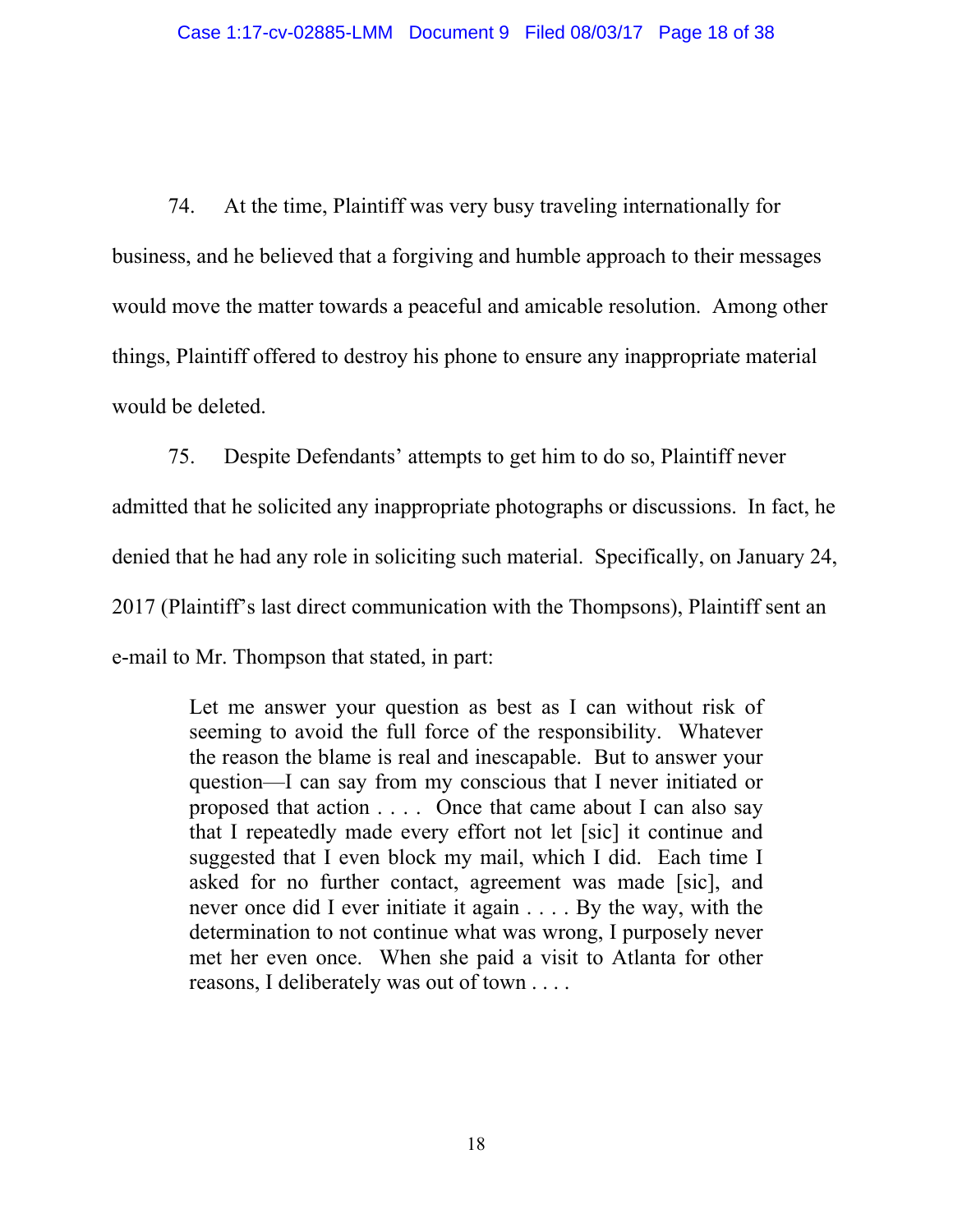74. At the time, Plaintiff was very busy traveling internationally for business, and he believed that a forgiving and humble approach to their messages would move the matter towards a peaceful and amicable resolution. Among other things, Plaintiff offered to destroy his phone to ensure any inappropriate material would be deleted.

75. Despite Defendants' attempts to get him to do so, Plaintiff never admitted that he solicited any inappropriate photographs or discussions. In fact, he denied that he had any role in soliciting such material. Specifically, on January 24, 2017 (Plaintiff's last direct communication with the Thompsons), Plaintiff sent an e-mail to Mr. Thompson that stated, in part:

> Let me answer your question as best as I can without risk of seeming to avoid the full force of the responsibility. Whatever the reason the blame is real and inescapable. But to answer your question—I can say from my conscious that I never initiated or proposed that action . . . . Once that came about I can also say that I repeatedly made every effort not let [sic] it continue and suggested that I even block my mail, which I did. Each time I asked for no further contact, agreement was made [sic], and never once did I ever initiate it again . . . . By the way, with the determination to not continue what was wrong, I purposely never met her even once. When she paid a visit to Atlanta for other reasons, I deliberately was out of town . . . .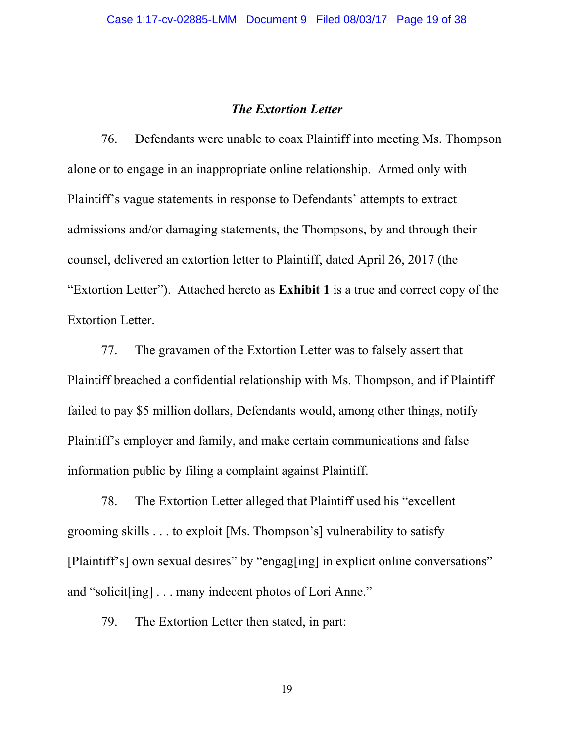### *The Extortion Letter*

76. Defendants were unable to coax Plaintiff into meeting Ms. Thompson alone or to engage in an inappropriate online relationship. Armed only with Plaintiff's vague statements in response to Defendants' attempts to extract admissions and/or damaging statements, the Thompsons, by and through their counsel, delivered an extortion letter to Plaintiff, dated April 26, 2017 (the "Extortion Letter"). Attached hereto as **Exhibit 1** is a true and correct copy of the Extortion Letter.

77. The gravamen of the Extortion Letter was to falsely assert that Plaintiff breached a confidential relationship with Ms. Thompson, and if Plaintiff failed to pay $5 million dollars, Defendants would, among other things, notify Plaintiff's employer and family, and make certain communications and false information public by filing a complaint against Plaintiff.

78. The Extortion Letter alleged that Plaintiff used his "excellent grooming skills . . . to exploit [Ms. Thompson's] vulnerability to satisfy [Plaintiff's] own sexual desires" by "engag[ing] in explicit online conversations" and "solicit[ing] . . . many indecent photos of Lori Anne."

79. The Extortion Letter then stated, in part: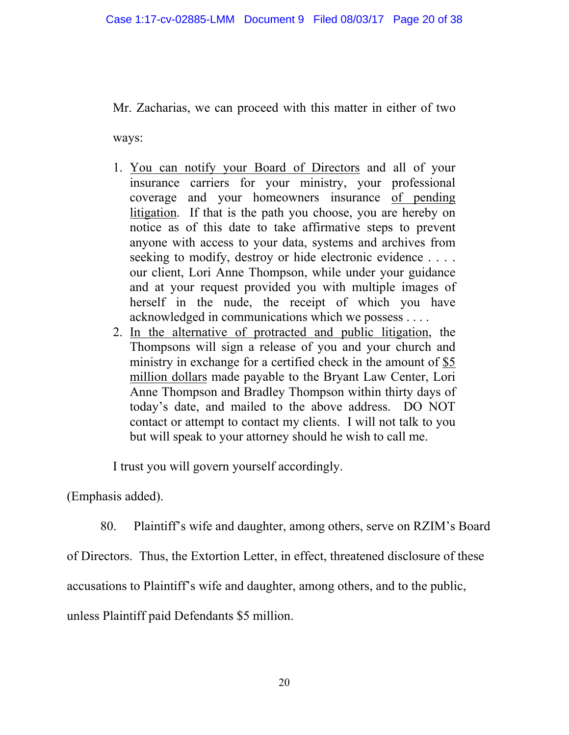Mr. Zacharias, we can proceed with this matter in either of two ways:

1. <u>You can notify your Board of Directors</u> and all of your insurance carriers for your ministry, your professional coverage and your homeowners insurance <u>of pending litigation</u>. If that is the path you choose, you are hereby on notice as of this date to take affirmative steps to prevent anyone with access to your data, systems and archives from seeking to modify, destroy or hide electronic evidence . . . . our client, Lori Anne Thompson, while under your guidance and at your request provided you with multiple images of herself in the nude, the receipt of which you have acknowledged in communications which we possess . . . .
2. <u>In the alternative of protracted and public litigation</u>, the Thompsons will sign a release of you and your church and ministry in exchange for a certified check in the amount of <u>$5 million dollars</u> made payable to the Bryant Law Center, Lori Anne Thompson and Bradley Thompson within thirty days of today's date, and mailed to the above address. DO NOT contact or attempt to contact my clients. I will not talk to you but will speak to your attorney should he wish to call me.

I trust you will govern yourself accordingly.

(Emphasis added).

80. Plaintiff's wife and daughter, among others, serve on RZIM's Board of Directors. Thus, the Extortion Letter, in effect, threatened disclosure of these accusations to Plaintiff's wife and daughter, among others, and to the public, unless Plaintiff paid Defendants $5 million.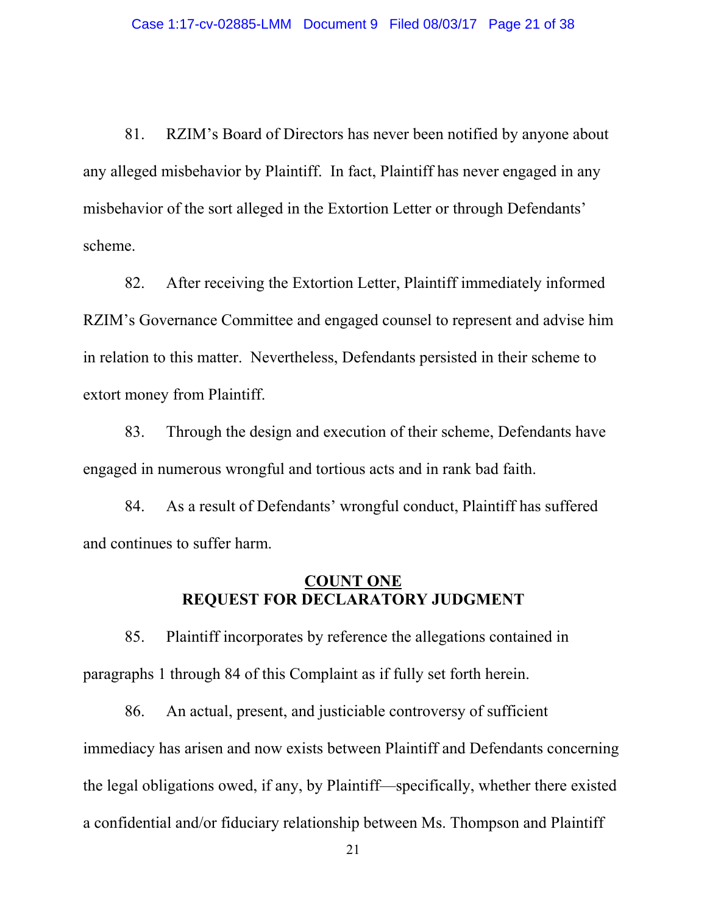81. RZIM's Board of Directors has never been notified by anyone about any alleged misbehavior by Plaintiff. In fact, Plaintiff has never engaged in any misbehavior of the sort alleged in the Extortion Letter or through Defendants' scheme.

82. After receiving the Extortion Letter, Plaintiff immediately informed RZIM's Governance Committee and engaged counsel to represent and advise him in relation to this matter. Nevertheless, Defendants persisted in their scheme to extort money from Plaintiff.

83. Through the design and execution of their scheme, Defendants have engaged in numerous wrongful and tortious acts and in rank bad faith.

84. As a result of Defendants' wrongful conduct, Plaintiff has suffered and continues to suffer harm.

## COUNT ONE
## REQUEST FOR DECLARATORY JUDGMENT

85. Plaintiff incorporates by reference the allegations contained in paragraphs 1 through 84 of this Complaint as if fully set forth herein.

86. An actual, present, and justiciable controversy of sufficient immediacy has arisen and now exists between Plaintiff and Defendants concerning the legal obligations owed, if any, by Plaintiff—specifically, whether there existed a confidential and/or fiduciary relationship between Ms. Thompson and Plaintiff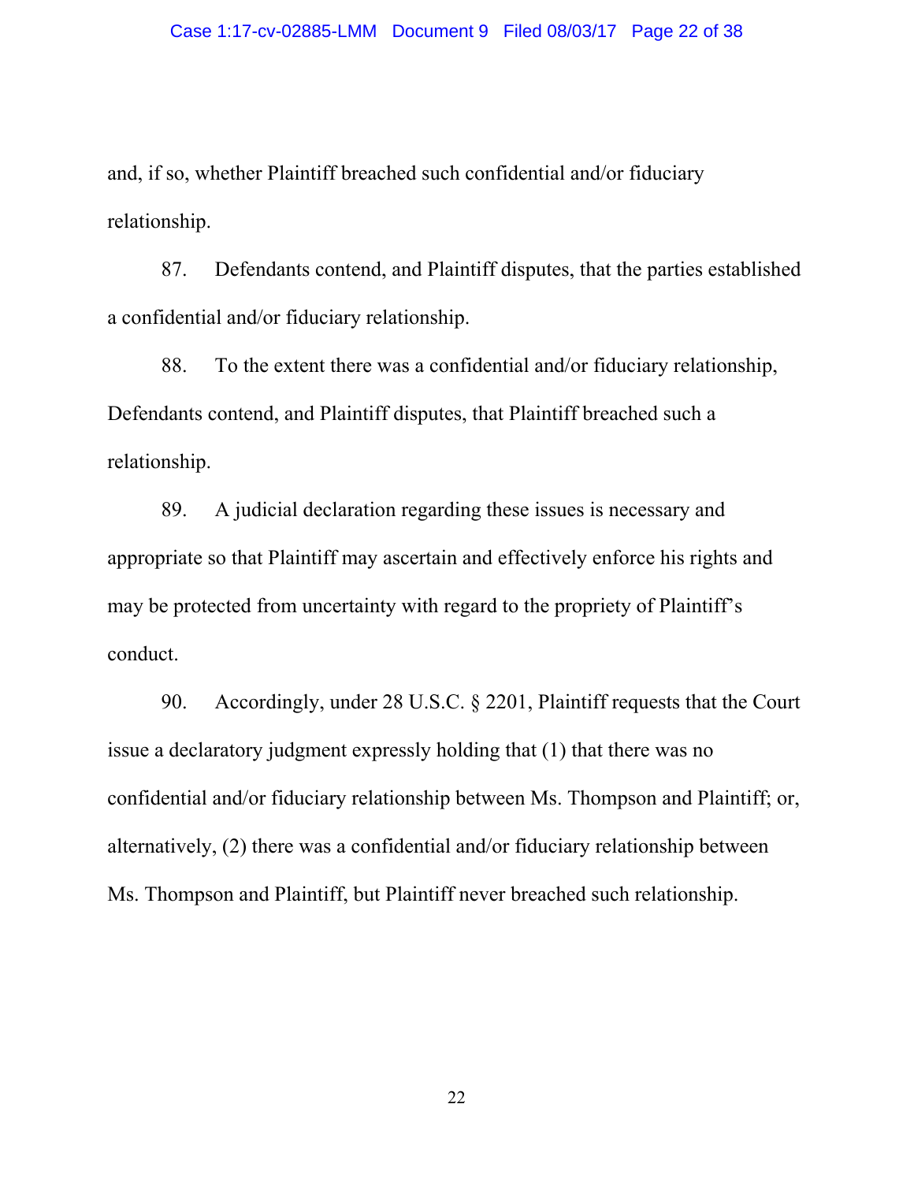and, if so, whether Plaintiff breached such confidential and/or fiduciary relationship.

87. Defendants contend, and Plaintiff disputes, that the parties established a confidential and/or fiduciary relationship.

88. To the extent there was a confidential and/or fiduciary relationship, Defendants contend, and Plaintiff disputes, that Plaintiff breached such a relationship.

89. A judicial declaration regarding these issues is necessary and appropriate so that Plaintiff may ascertain and effectively enforce his rights and may be protected from uncertainty with regard to the propriety of Plaintiff's conduct.

90. Accordingly, under 28 U.S.C. § 2201, Plaintiff requests that the Court issue a declaratory judgment expressly holding that (1) that there was no confidential and/or fiduciary relationship between Ms. Thompson and Plaintiff; or, alternatively, (2) there was a confidential and/or fiduciary relationship between Ms. Thompson and Plaintiff, but Plaintiff never breached such relationship.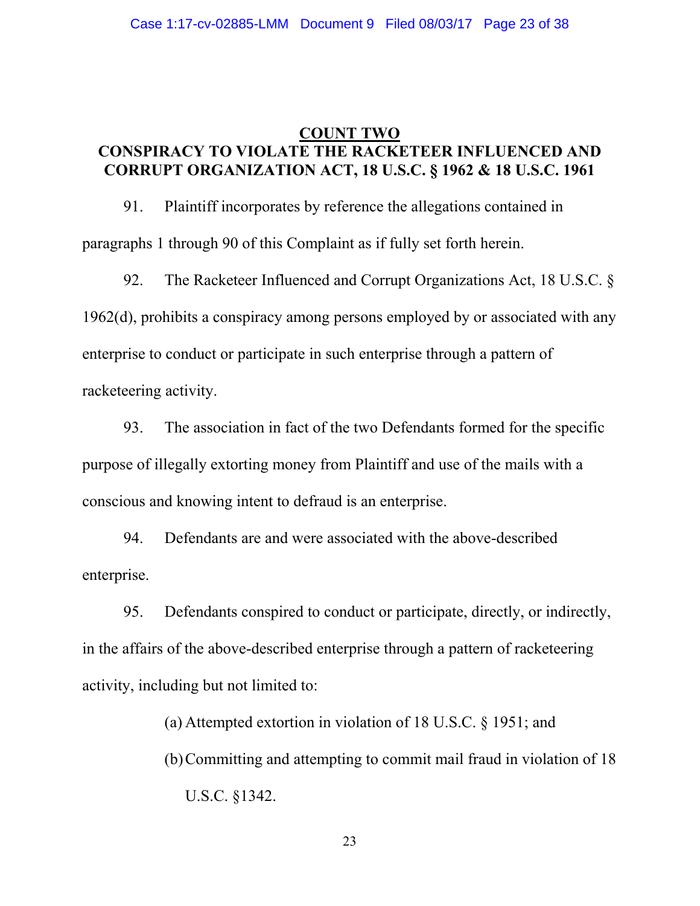## COUNT TWO

## CONSPIRACY TO VIOLATE THE RACKETEER INFLUENCED AND CORRUPT ORGANIZATION ACT, 18 U.S.C. § 1962 & 18 U.S.C. 1961

91. Plaintiff incorporates by reference the allegations contained in paragraphs 1 through 90 of this Complaint as if fully set forth herein.

92. The Racketeer Influenced and Corrupt Organizations Act, 18 U.S.C. § 1962(d), prohibits a conspiracy among persons employed by or associated with any enterprise to conduct or participate in such enterprise through a pattern of racketeering activity.

93. The association in fact of the two Defendants formed for the specific purpose of illegally extorting money from Plaintiff and use of the mails with a conscious and knowing intent to defraud is an enterprise.

94. Defendants are and were associated with the above-described enterprise.

95. Defendants conspired to conduct or participate, directly, or indirectly, in the affairs of the above-described enterprise through a pattern of racketeering activity, including but not limited to:

(a) Attempted extortion in violation of 18 U.S.C. § 1951; and

(b) Committing and attempting to commit mail fraud in violation of 18 U.S.C. §1342.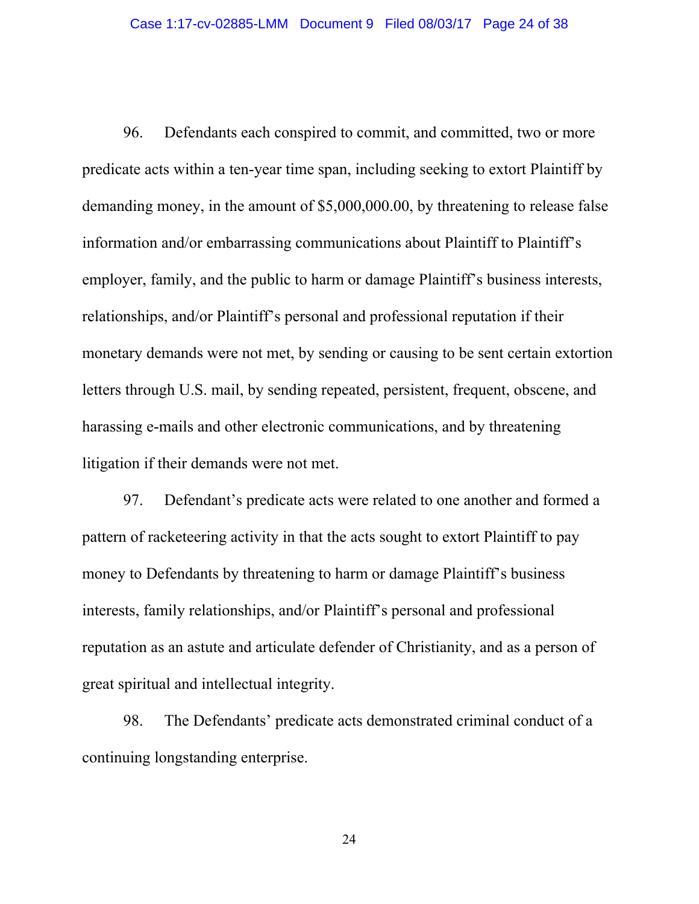96. Defendants each conspired to commit, and committed, two or more predicate acts within a ten-year time span, including seeking to extort Plaintiff by demanding money, in the amount of $5,000,000.00, by threatening to release false information and/or embarrassing communications about Plaintiff to Plaintiff's employer, family, and the public to harm or damage Plaintiff's business interests, relationships, and/or Plaintiff's personal and professional reputation if their monetary demands were not met, by sending or causing to be sent certain extortion letters through U.S. mail, by sending repeated, persistent, frequent, obscene, and harassing e-mails and other electronic communications, and by threatening litigation if their demands were not met.

97. Defendant's predicate acts were related to one another and formed a pattern of racketeering activity in that the acts sought to extort Plaintiff to pay money to Defendants by threatening to harm or damage Plaintiff's business interests, family relationships, and/or Plaintiff's personal and professional reputation as an astute and articulate defender of Christianity, and as a person of great spiritual and intellectual integrity.

98. The Defendants' predicate acts demonstrated criminal conduct of a continuing longstanding enterprise.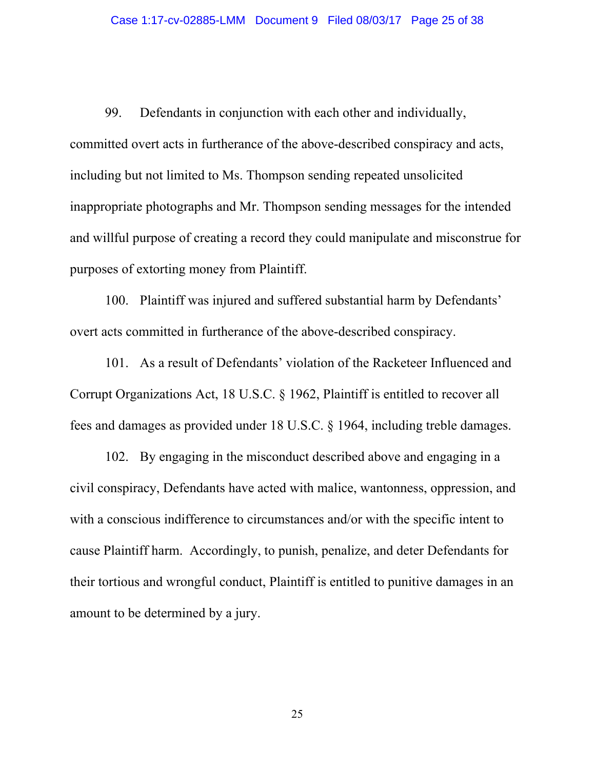99. Defendants in conjunction with each other and individually, committed overt acts in furtherance of the above-described conspiracy and acts, including but not limited to Ms. Thompson sending repeated unsolicited inappropriate photographs and Mr. Thompson sending messages for the intended and willful purpose of creating a record they could manipulate and misconstrue for purposes of extorting money from Plaintiff.

100. Plaintiff was injured and suffered substantial harm by Defendants' overt acts committed in furtherance of the above-described conspiracy.

101. As a result of Defendants' violation of the Racketeer Influenced and Corrupt Organizations Act, 18 U.S.C. § 1962, Plaintiff is entitled to recover all fees and damages as provided under 18 U.S.C. § 1964, including treble damages.

102. By engaging in the misconduct described above and engaging in a civil conspiracy, Defendants have acted with malice, wantonness, oppression, and with a conscious indifference to circumstances and/or with the specific intent to cause Plaintiff harm. Accordingly, to punish, penalize, and deter Defendants for their tortious and wrongful conduct, Plaintiff is entitled to punitive damages in an amount to be determined by a jury.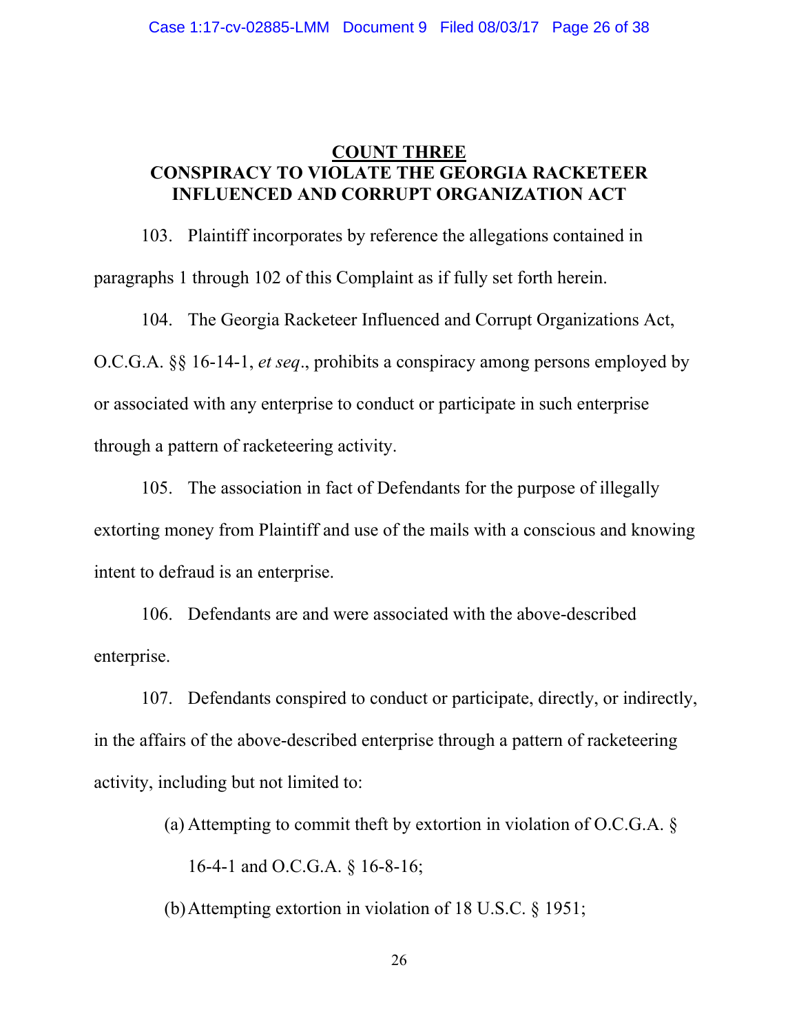## COUNT THREE
## CONSPIRACY TO VIOLATE THE GEORGIA RACKETEER INFLUENCED AND CORRUPT ORGANIZATION ACT

103. Plaintiff incorporates by reference the allegations contained in paragraphs 1 through 102 of this Complaint as if fully set forth herein.

104. The Georgia Racketeer Influenced and Corrupt Organizations Act, O.C.G.A. §§ 16-14-1, *et seq*., prohibits a conspiracy among persons employed by or associated with any enterprise to conduct or participate in such enterprise through a pattern of racketeering activity.

105. The association in fact of Defendants for the purpose of illegally extorting money from Plaintiff and use of the mails with a conscious and knowing intent to defraud is an enterprise.

106. Defendants are and were associated with the above-described enterprise.

107. Defendants conspired to conduct or participate, directly, or indirectly, in the affairs of the above-described enterprise through a pattern of racketeering activity, including but not limited to:

(a) Attempting to commit theft by extortion in violation of O.C.G.A. § 16-4-1 and O.C.G.A. § 16-8-16;

(b) Attempting extortion in violation of 18 U.S.C. § 1951;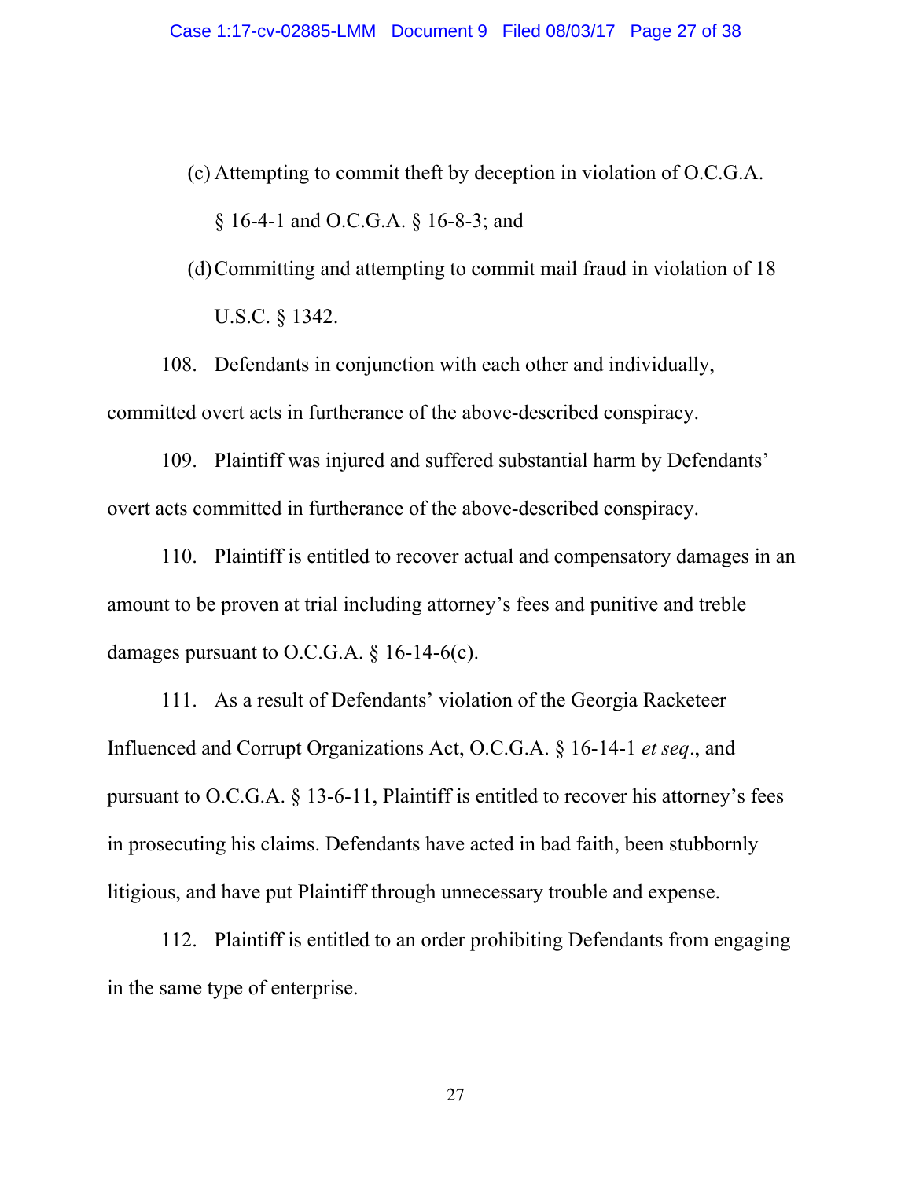(c) Attempting to commit theft by deception in violation of O.C.G.A. § 16-4-1 and O.C.G.A. § 16-8-3; and

(d) Committing and attempting to commit mail fraud in violation of 18 U.S.C. § 1342.

108. Defendants in conjunction with each other and individually, committed overt acts in furtherance of the above-described conspiracy.

109. Plaintiff was injured and suffered substantial harm by Defendants' overt acts committed in furtherance of the above-described conspiracy.

110. Plaintiff is entitled to recover actual and compensatory damages in an amount to be proven at trial including attorney's fees and punitive and treble damages pursuant to O.C.G.A. § 16-14-6(c).

111. As a result of Defendants' violation of the Georgia Racketeer Influenced and Corrupt Organizations Act, O.C.G.A. § 16-14-1 *et seq*., and pursuant to O.C.G.A. § 13-6-11, Plaintiff is entitled to recover his attorney's fees in prosecuting his claims. Defendants have acted in bad faith, been stubbornly litigious, and have put Plaintiff through unnecessary trouble and expense.

112. Plaintiff is entitled to an order prohibiting Defendants from engaging in the same type of enterprise.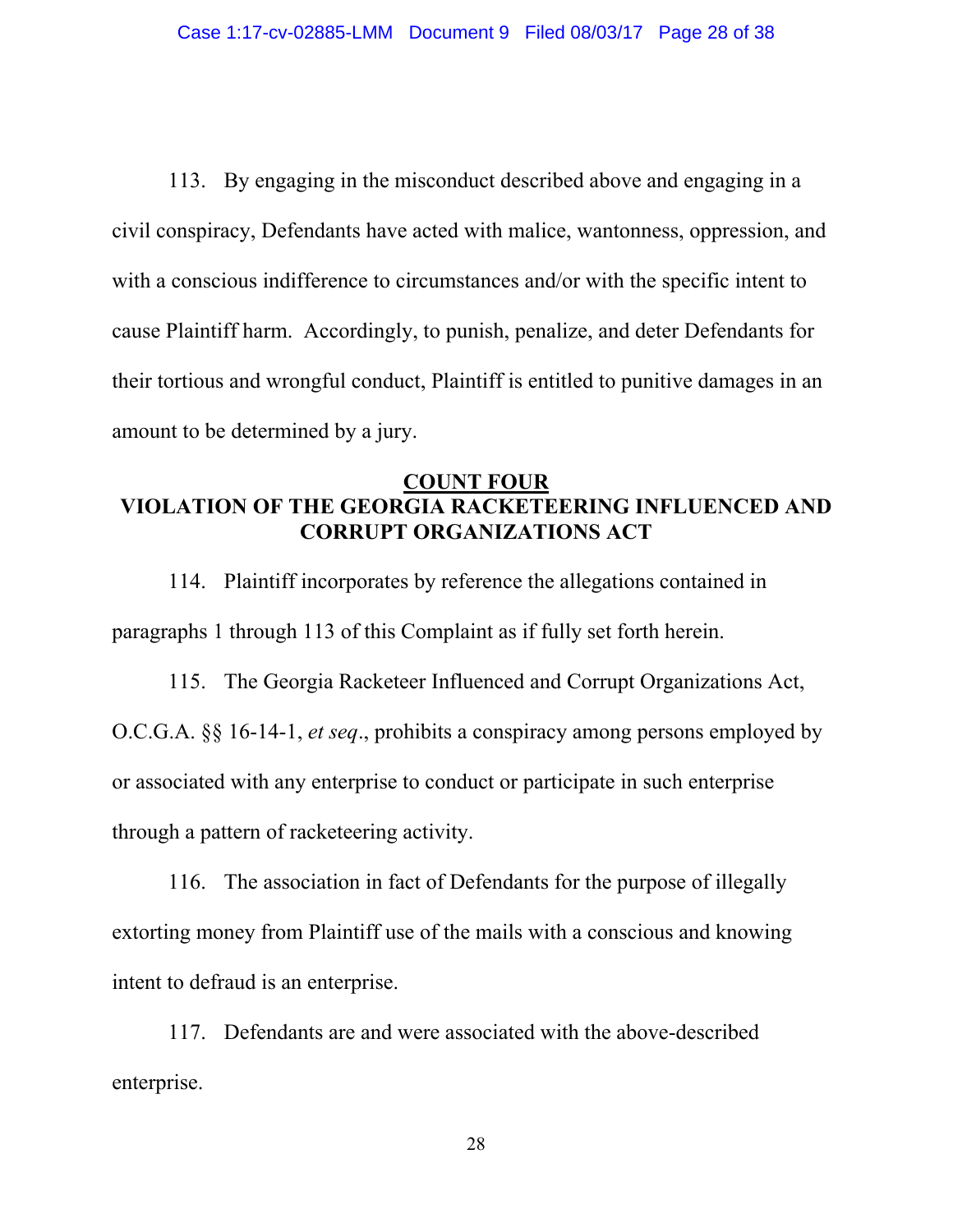113. By engaging in the misconduct described above and engaging in a civil conspiracy, Defendants have acted with malice, wantonness, oppression, and with a conscious indifference to circumstances and/or with the specific intent to cause Plaintiff harm. Accordingly, to punish, penalize, and deter Defendants for their tortious and wrongful conduct, Plaintiff is entitled to punitive damages in an amount to be determined by a jury.

## <u>COUNT FOUR</u>
## VIOLATION OF THE GEORGIA RACKETEERING INFLUENCED AND CORRUPT ORGANIZATIONS ACT

114. Plaintiff incorporates by reference the allegations contained in paragraphs 1 through 113 of this Complaint as if fully set forth herein.

115. The Georgia Racketeer Influenced and Corrupt Organizations Act, O.C.G.A. §§ 16-14-1, *et seq*., prohibits a conspiracy among persons employed by or associated with any enterprise to conduct or participate in such enterprise through a pattern of racketeering activity.

116. The association in fact of Defendants for the purpose of illegally extorting money from Plaintiff use of the mails with a conscious and knowing intent to defraud is an enterprise.

117. Defendants are and were associated with the above-described enterprise.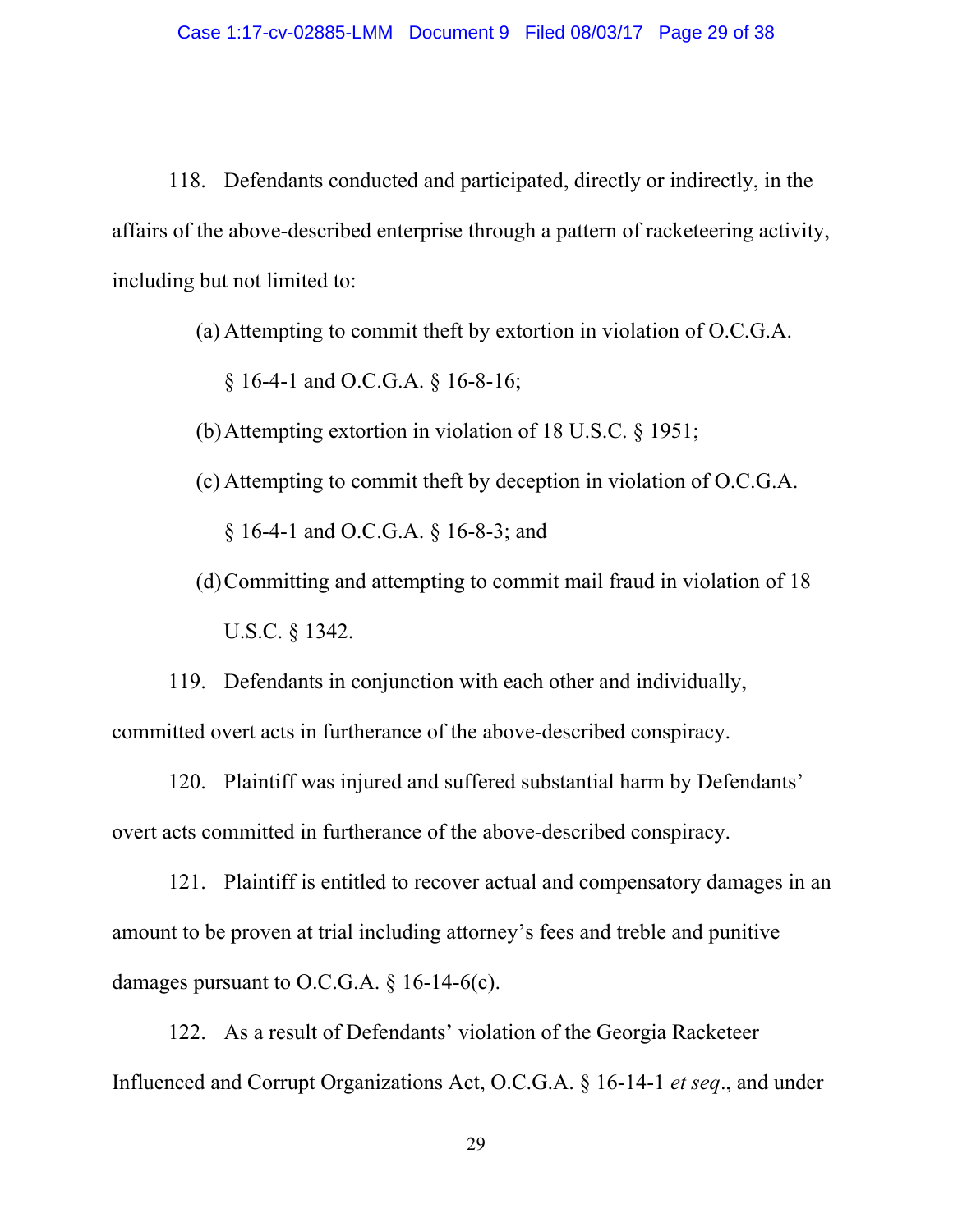118. Defendants conducted and participated, directly or indirectly, in the affairs of the above-described enterprise through a pattern of racketeering activity, including but not limited to:

(a) Attempting to commit theft by extortion in violation of O.C.G.A. § 16-4-1 and O.C.G.A. § 16-8-16;

(b) Attempting extortion in violation of 18 U.S.C. § 1951;

(c) Attempting to commit theft by deception in violation of O.C.G.A. § 16-4-1 and O.C.G.A. § 16-8-3; and

(d) Committing and attempting to commit mail fraud in violation of 18 U.S.C. § 1342.

119. Defendants in conjunction with each other and individually, committed overt acts in furtherance of the above-described conspiracy.

120. Plaintiff was injured and suffered substantial harm by Defendants' overt acts committed in furtherance of the above-described conspiracy.

121. Plaintiff is entitled to recover actual and compensatory damages in an amount to be proven at trial including attorney's fees and treble and punitive damages pursuant to O.C.G.A. § 16-14-6(c).

122. As a result of Defendants' violation of the Georgia Racketeer Influenced and Corrupt Organizations Act, O.C.G.A. § 16-14-1 *et seq*., and under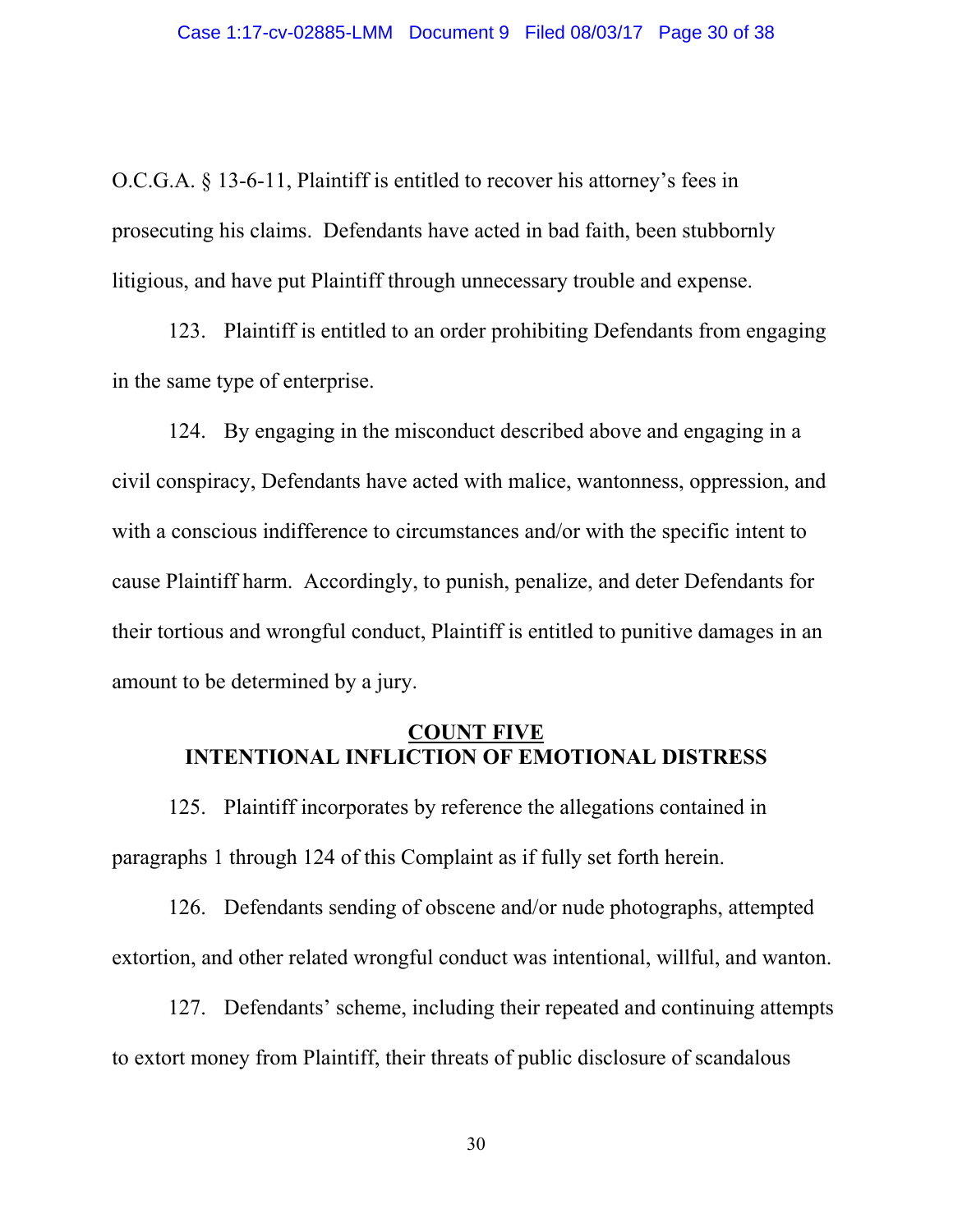O.C.G.A. § 13-6-11, Plaintiff is entitled to recover his attorney's fees in prosecuting his claims. Defendants have acted in bad faith, been stubbornly litigious, and have put Plaintiff through unnecessary trouble and expense.

123. Plaintiff is entitled to an order prohibiting Defendants from engaging in the same type of enterprise.

124. By engaging in the misconduct described above and engaging in a civil conspiracy, Defendants have acted with malice, wantonness, oppression, and with a conscious indifference to circumstances and/or with the specific intent to cause Plaintiff harm. Accordingly, to punish, penalize, and deter Defendants for their tortious and wrongful conduct, Plaintiff is entitled to punitive damages in an amount to be determined by a jury.

## COUNT FIVE
## INTENTIONAL INFLICTION OF EMOTIONAL DISTRESS

125. Plaintiff incorporates by reference the allegations contained in paragraphs 1 through 124 of this Complaint as if fully set forth herein.

126. Defendants sending of obscene and/or nude photographs, attempted extortion, and other related wrongful conduct was intentional, willful, and wanton.

127. Defendants' scheme, including their repeated and continuing attempts to extort money from Plaintiff, their threats of public disclosure of scandalous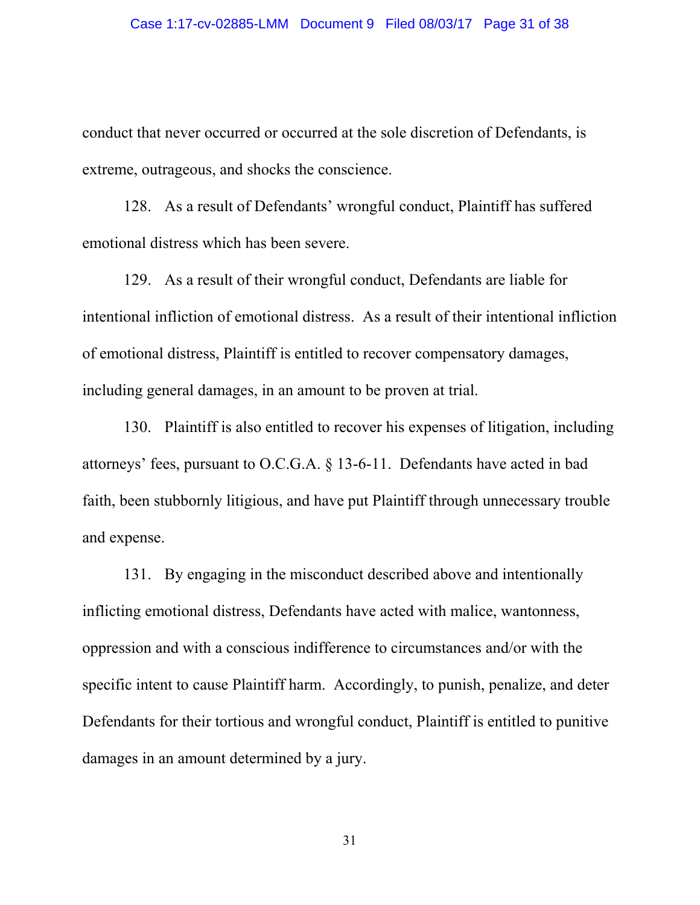conduct that never occurred or occurred at the sole discretion of Defendants, is extreme, outrageous, and shocks the conscience.

128. As a result of Defendants' wrongful conduct, Plaintiff has suffered emotional distress which has been severe.

129. As a result of their wrongful conduct, Defendants are liable for intentional infliction of emotional distress. As a result of their intentional infliction of emotional distress, Plaintiff is entitled to recover compensatory damages, including general damages, in an amount to be proven at trial.

130. Plaintiff is also entitled to recover his expenses of litigation, including attorneys' fees, pursuant to O.C.G.A. § 13-6-11. Defendants have acted in bad faith, been stubbornly litigious, and have put Plaintiff through unnecessary trouble and expense.

131. By engaging in the misconduct described above and intentionally inflicting emotional distress, Defendants have acted with malice, wantonness, oppression and with a conscious indifference to circumstances and/or with the specific intent to cause Plaintiff harm. Accordingly, to punish, penalize, and deter Defendants for their tortious and wrongful conduct, Plaintiff is entitled to punitive damages in an amount determined by a jury.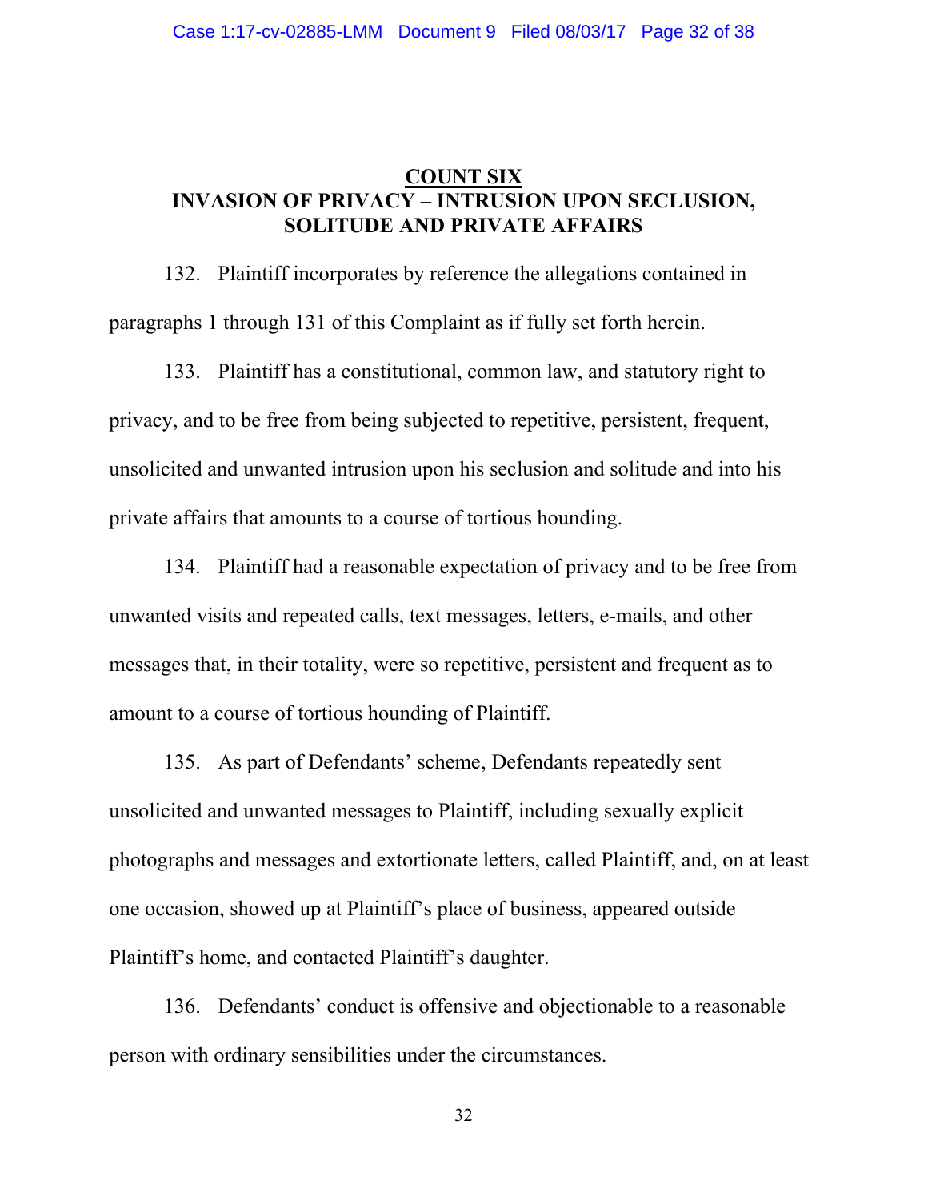## COUNT SIX
## INVASION OF PRIVACY – INTRUSION UPON SECLUSION, SOLITUDE AND PRIVATE AFFAIRS

132. Plaintiff incorporates by reference the allegations contained in paragraphs 1 through 131 of this Complaint as if fully set forth herein.

133. Plaintiff has a constitutional, common law, and statutory right to privacy, and to be free from being subjected to repetitive, persistent, frequent, unsolicited and unwanted intrusion upon his seclusion and solitude and into his private affairs that amounts to a course of tortious hounding.

134. Plaintiff had a reasonable expectation of privacy and to be free from unwanted visits and repeated calls, text messages, letters, e-mails, and other messages that, in their totality, were so repetitive, persistent and frequent as to amount to a course of tortious hounding of Plaintiff.

135. As part of Defendants' scheme, Defendants repeatedly sent unsolicited and unwanted messages to Plaintiff, including sexually explicit photographs and messages and extortionate letters, called Plaintiff, and, on at least one occasion, showed up at Plaintiff's place of business, appeared outside Plaintiff's home, and contacted Plaintiff's daughter.

136. Defendants' conduct is offensive and objectionable to a reasonable person with ordinary sensibilities under the circumstances.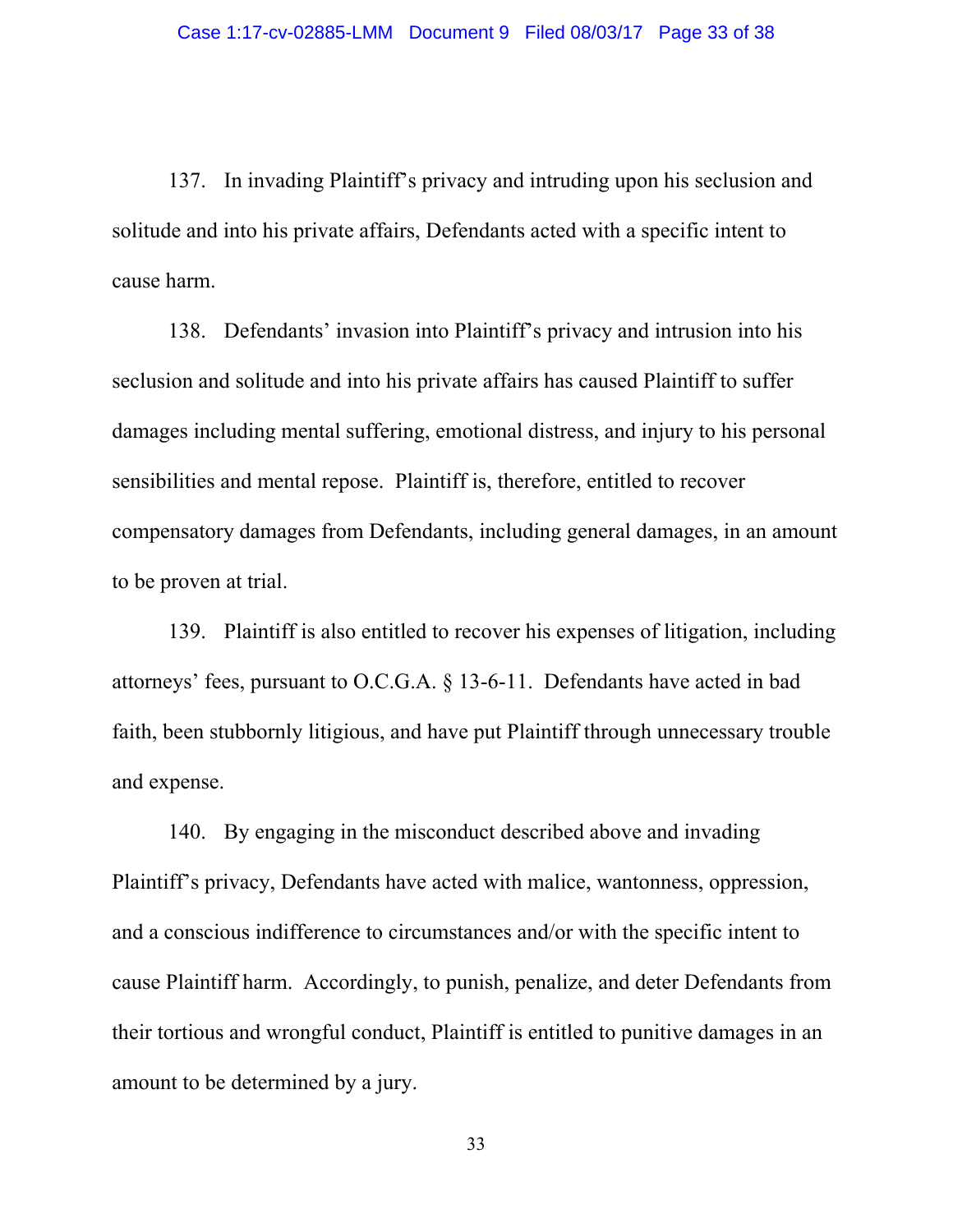137. In invading Plaintiff's privacy and intruding upon his seclusion and solitude and into his private affairs, Defendants acted with a specific intent to cause harm.

138. Defendants' invasion into Plaintiff's privacy and intrusion into his seclusion and solitude and into his private affairs has caused Plaintiff to suffer damages including mental suffering, emotional distress, and injury to his personal sensibilities and mental repose. Plaintiff is, therefore, entitled to recover compensatory damages from Defendants, including general damages, in an amount to be proven at trial.

139. Plaintiff is also entitled to recover his expenses of litigation, including attorneys' fees, pursuant to O.C.G.A. § 13-6-11. Defendants have acted in bad faith, been stubbornly litigious, and have put Plaintiff through unnecessary trouble and expense.

140. By engaging in the misconduct described above and invading Plaintiff's privacy, Defendants have acted with malice, wantonness, oppression, and a conscious indifference to circumstances and/or with the specific intent to cause Plaintiff harm. Accordingly, to punish, penalize, and deter Defendants from their tortious and wrongful conduct, Plaintiff is entitled to punitive damages in an amount to be determined by a jury.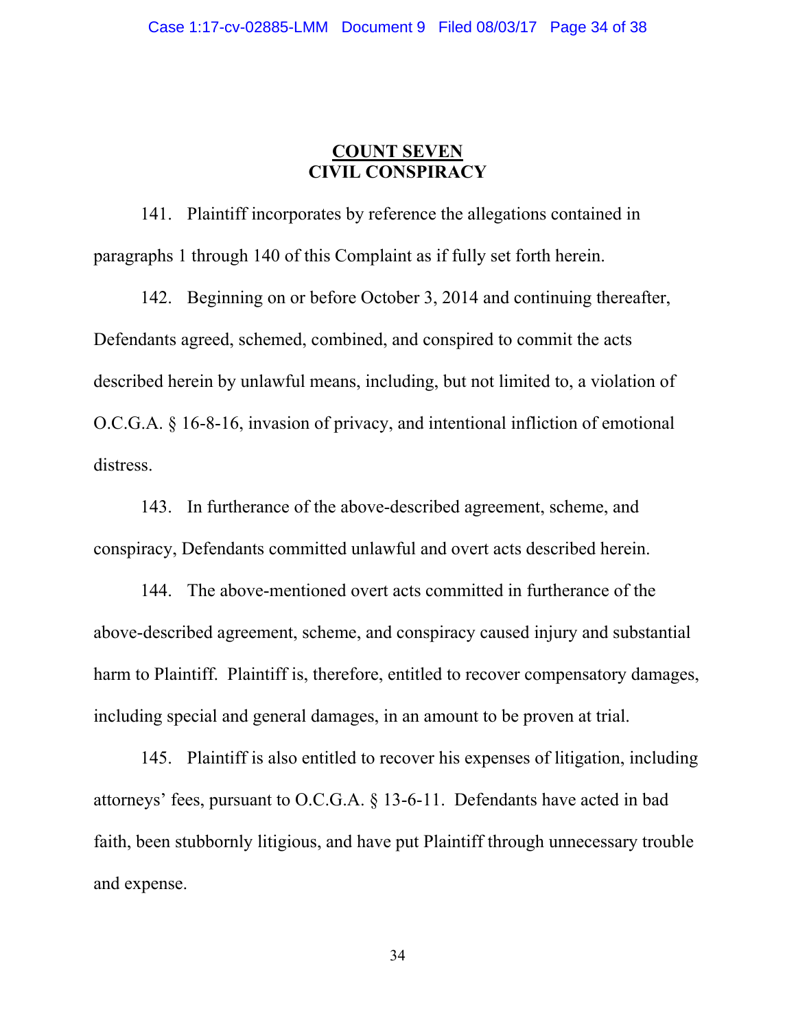## COUNT SEVEN
## CIVIL CONSPIRACY

141. Plaintiff incorporates by reference the allegations contained in paragraphs 1 through 140 of this Complaint as if fully set forth herein.

142. Beginning on or before October 3, 2014 and continuing thereafter, Defendants agreed, schemed, combined, and conspired to commit the acts described herein by unlawful means, including, but not limited to, a violation of O.C.G.A. § 16-8-16, invasion of privacy, and intentional infliction of emotional distress.

143. In furtherance of the above-described agreement, scheme, and conspiracy, Defendants committed unlawful and overt acts described herein.

144. The above-mentioned overt acts committed in furtherance of the above-described agreement, scheme, and conspiracy caused injury and substantial harm to Plaintiff. Plaintiff is, therefore, entitled to recover compensatory damages, including special and general damages, in an amount to be proven at trial.

145. Plaintiff is also entitled to recover his expenses of litigation, including attorneys' fees, pursuant to O.C.G.A. § 13-6-11. Defendants have acted in bad faith, been stubbornly litigious, and have put Plaintiff through unnecessary trouble and expense.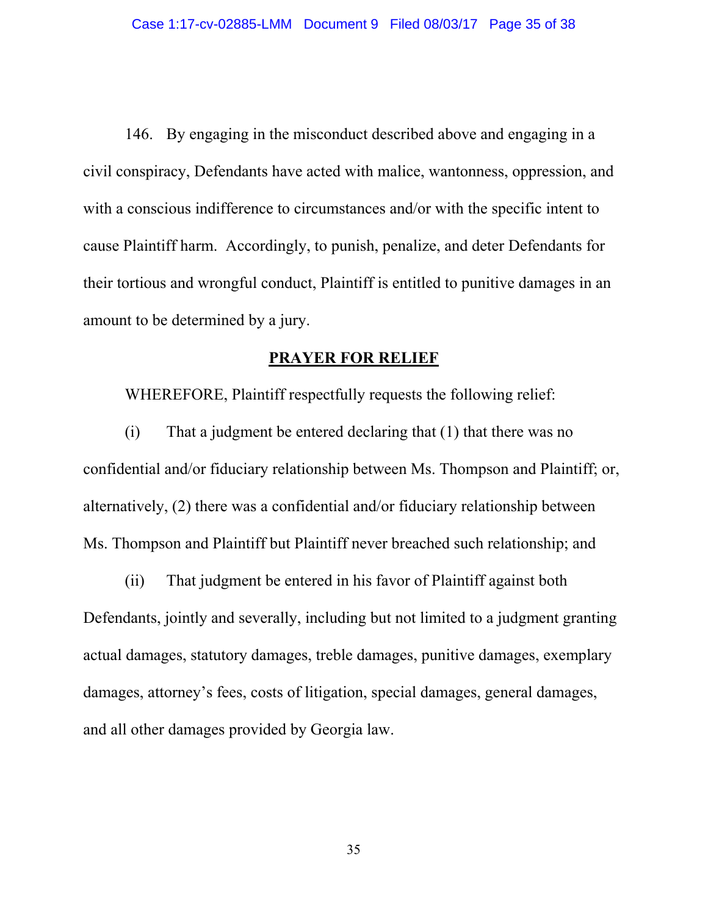146. By engaging in the misconduct described above and engaging in a civil conspiracy, Defendants have acted with malice, wantonness, oppression, and with a conscious indifference to circumstances and/or with the specific intent to cause Plaintiff harm. Accordingly, to punish, penalize, and deter Defendants for their tortious and wrongful conduct, Plaintiff is entitled to punitive damages in an amount to be determined by a jury.

## PRAYER FOR RELIEF

WHEREFORE, Plaintiff respectfully requests the following relief:

(i) That a judgment be entered declaring that (1) that there was no confidential and/or fiduciary relationship between Ms. Thompson and Plaintiff; or, alternatively, (2) there was a confidential and/or fiduciary relationship between Ms. Thompson and Plaintiff but Plaintiff never breached such relationship; and

(ii) That judgment be entered in his favor of Plaintiff against both Defendants, jointly and severally, including but not limited to a judgment granting actual damages, statutory damages, treble damages, punitive damages, exemplary damages, attorney's fees, costs of litigation, special damages, general damages, and all other damages provided by Georgia law.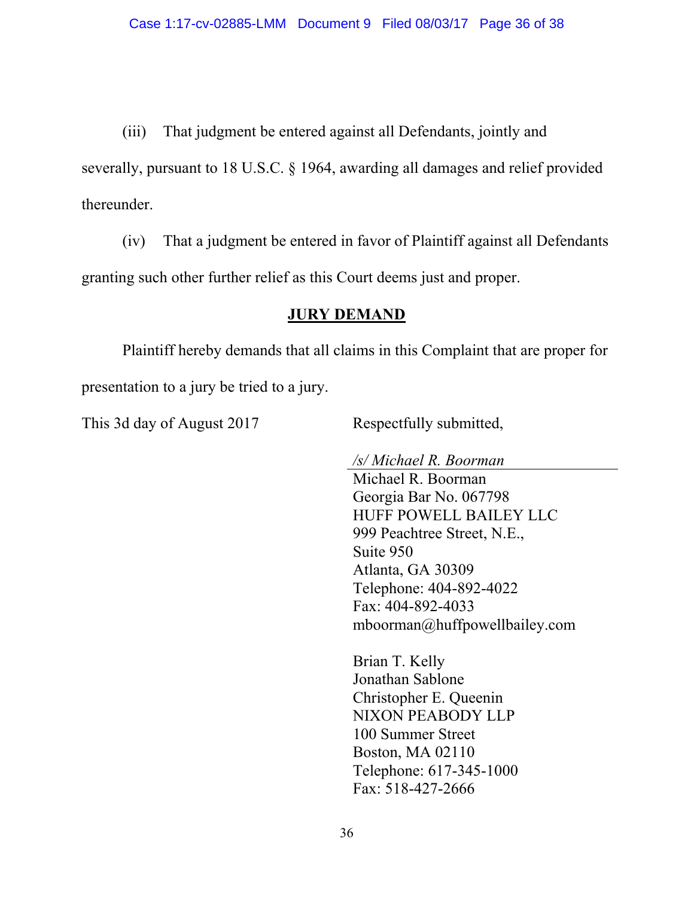(iii) That judgment be entered against all Defendants, jointly and severally, pursuant to 18 U.S.C. § 1964, awarding all damages and relief provided thereunder.

(iv) That a judgment be entered in favor of Plaintiff against all Defendants granting such other further relief as this Court deems just and proper.

## JURY DEMAND

Plaintiff hereby demands that all claims in this Complaint that are proper for presentation to a jury be tried to a jury.

This 3d day of August 2017

Respectfully submitted,

*/s/ Michael R. Boorman*

Michael R. Boorman
Georgia Bar No. 067798
HUFF POWELL BAILEY LLC
999 Peachtree Street, N.E.,
Suite 950
Atlanta, GA 30309
Telephone: 404-892-4022
Fax: 404-892-4033
mboorman@huffpowellbailey.com

Brian T. Kelly
Jonathan Sablone
Christopher E. Queenin
NIXON PEABODY LLP
100 Summer Street
Boston, MA 02110
Telephone: 617-345-1000
Fax: 518-427-2666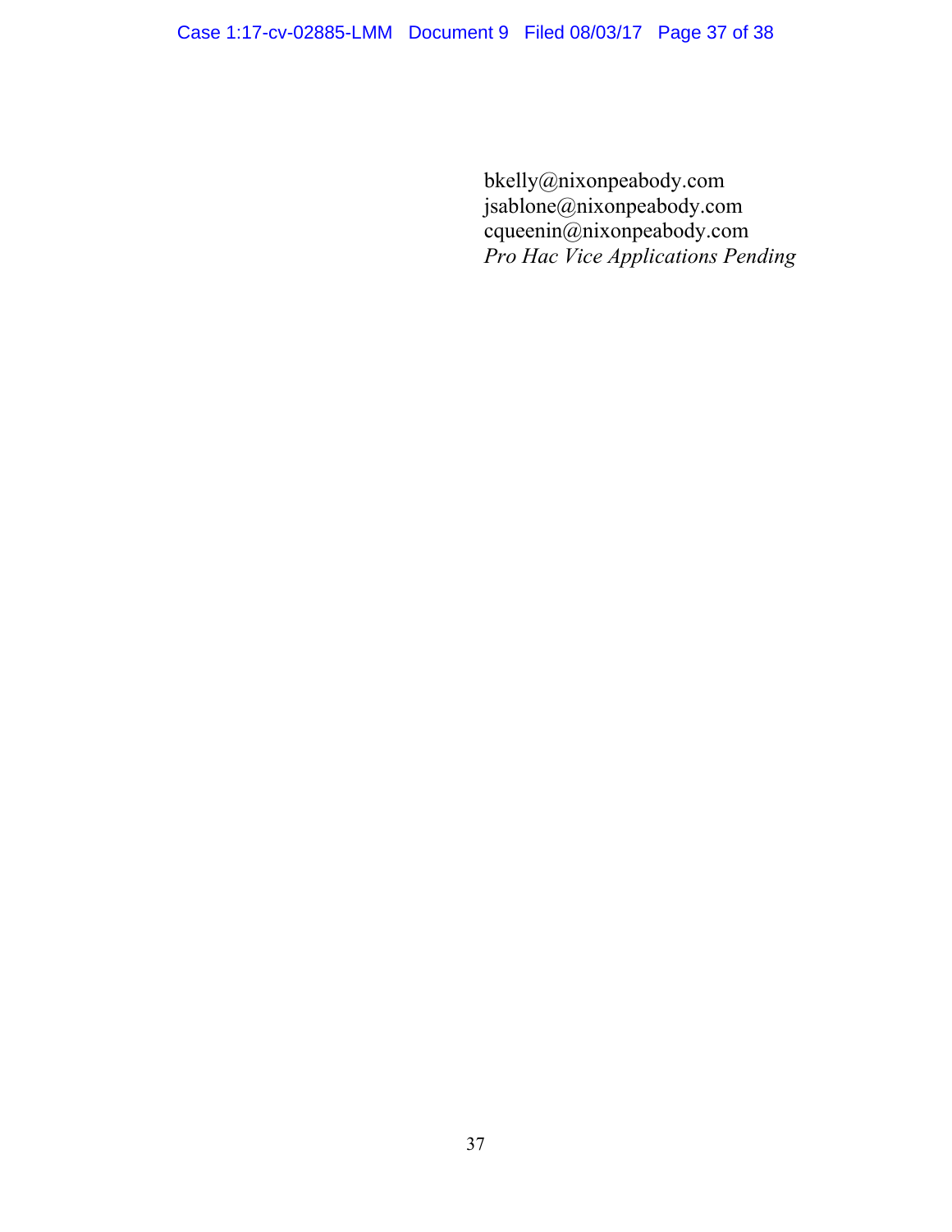bkelly@nixonpeabody.com
jsablone@nixonpeabody.com
cqueenin@nixonpeabody.com
*Pro Hac Vice Applications Pending*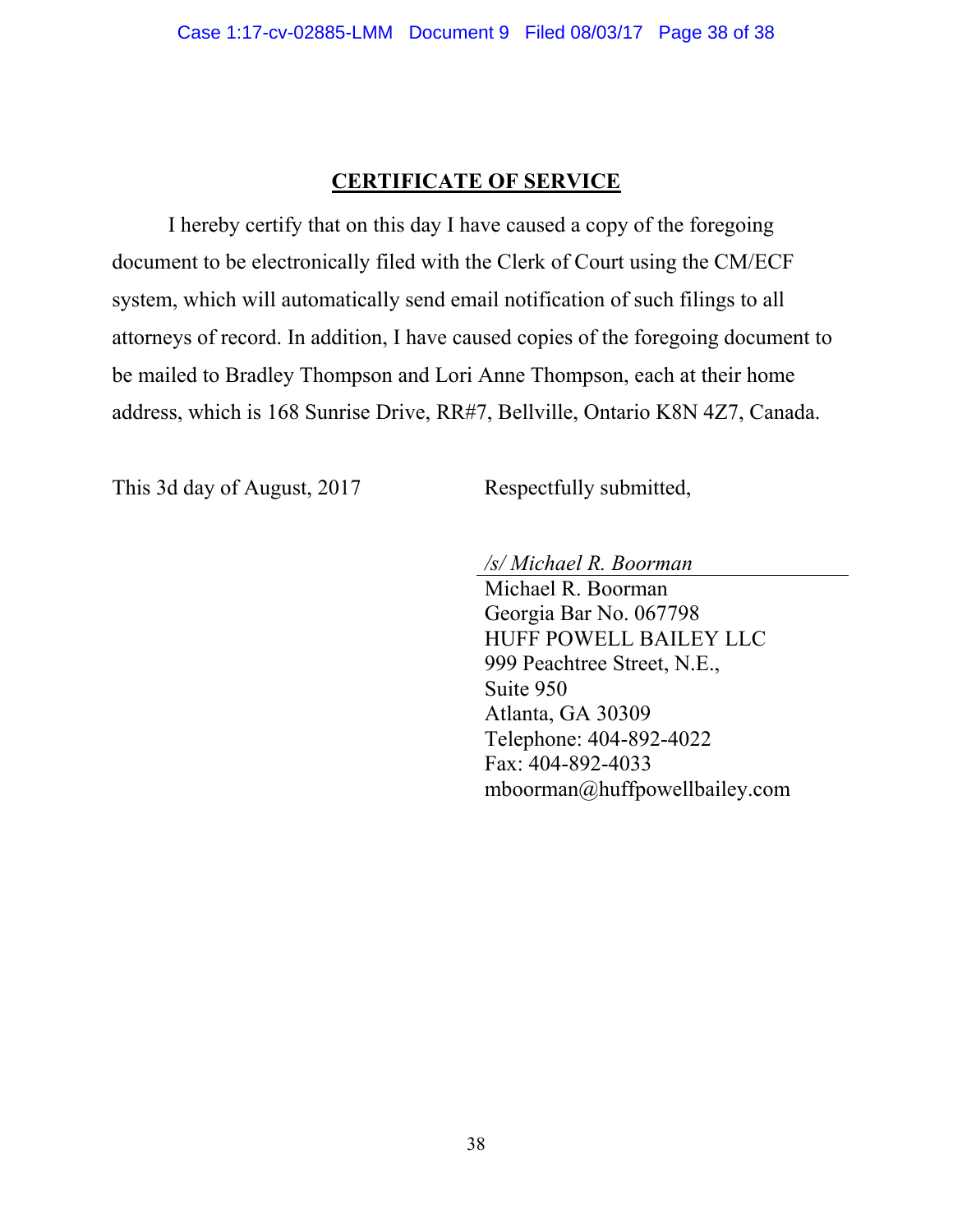## CERTIFICATE OF SERVICE

I hereby certify that on this day I have caused a copy of the foregoing document to be electronically filed with the Clerk of Court using the CM/ECF system, which will automatically send email notification of such filings to all attorneys of record. In addition, I have caused copies of the foregoing document to be mailed to Bradley Thompson and Lori Anne Thompson, each at their home address, which is 168 Sunrise Drive, RR#7, Bellville, Ontario K8N 4Z7, Canada.

This 3d day of August, 2017

Respectfully submitted,

*/s/ Michael R. Boorman*
Michael R. Boorman
Georgia Bar No. 067798
HUFF POWELL BAILEY LLC
999 Peachtree Street, N.E.,
Suite 950
Atlanta, GA 30309
Telephone: 404-892-4022
Fax: 404-892-4033
mboorman@huffpowellbailey.com